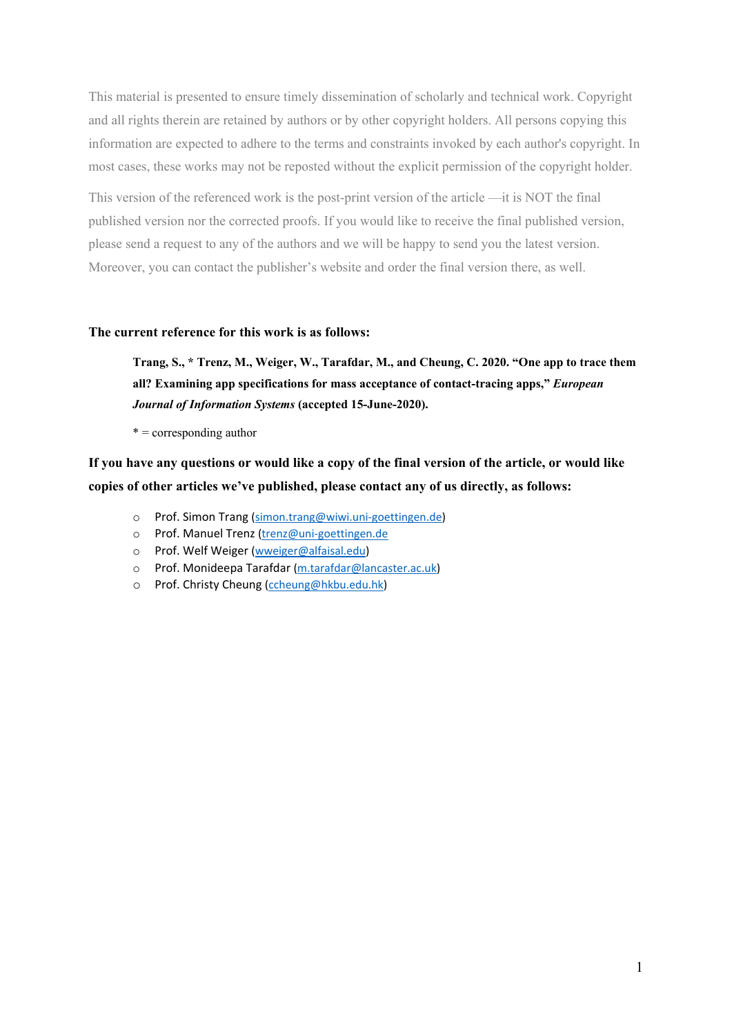This material is presented to ensure timely dissemination of scholarly and technical work. Copyright and all rights therein are retained by authors or by other copyright holders. All persons copying this information are expected to adhere to the terms and constraints invoked by each author's copyright. In most cases, these works may not be reposted without the explicit permission of the copyright holder.

This version of the referenced work is the post-print version of the article —it is NOT the final published version nor the corrected proofs. If you would like to receive the final published version, please send a request to any of the authors and we will be happy to send you the latest version. Moreover, you can contact the publisher's website and order the final version there, as well.

**The current reference for this work is as follows:**

> **Trang, S., * Trenz, M., Weiger, W., Tarafdar, M., and Cheung, C. 2020. "One app to trace them all? Examining app specifications for mass acceptance of contact-tracing apps,"** ***European Journal of Information Systems*** **(accepted 15-June-2020).**
>
> * = corresponding author

**If you have any questions or would like a copy of the final version of the article, or would like copies of other articles we've published, please contact any of us directly, as follows:**

- Prof. Simon Trang (simon.trang@wiwi.uni-goettingen.de)
- Prof. Manuel Trenz (trenz@uni-goettingen.de
- Prof. Welf Weiger (wweiger@alfaisal.edu)
- Prof. Monideepa Tarafdar (m.tarafdar@lancaster.ac.uk)
- Prof. Christy Cheung (ccheung@hkbu.edu.hk)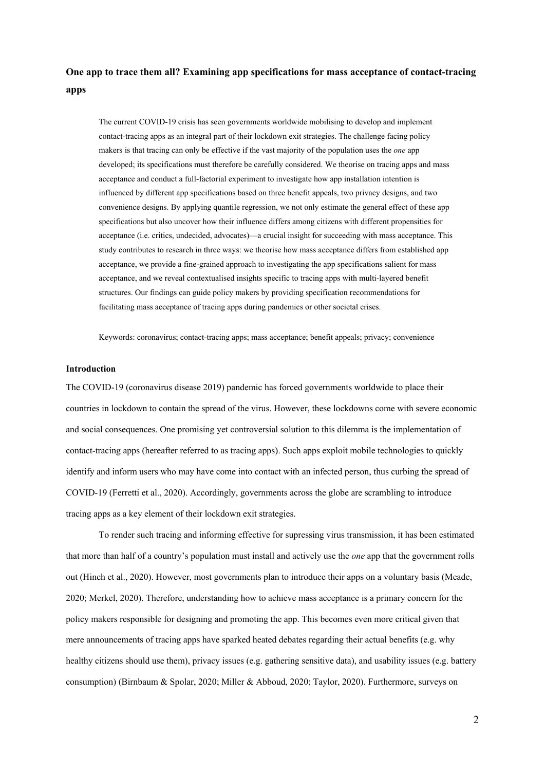# One app to trace them all? Examining app specifications for mass acceptance of contact-tracing apps

The current COVID-19 crisis has seen governments worldwide mobilising to develop and implement contact-tracing apps as an integral part of their lockdown exit strategies. The challenge facing policy makers is that tracing can only be effective if the vast majority of the population uses the *one* app developed; its specifications must therefore be carefully considered. We theorise on tracing apps and mass acceptance and conduct a full-factorial experiment to investigate how app installation intention is influenced by different app specifications based on three benefit appeals, two privacy designs, and two convenience designs. By applying quantile regression, we not only estimate the general effect of these app specifications but also uncover how their influence differs among citizens with different propensities for acceptance (i.e. critics, undecided, advocates)—a crucial insight for succeeding with mass acceptance. This study contributes to research in three ways: we theorise how mass acceptance differs from established app acceptance, we provide a fine-grained approach to investigating the app specifications salient for mass acceptance, and we reveal contextualised insights specific to tracing apps with multi-layered benefit structures. Our findings can guide policy makers by providing specification recommendations for facilitating mass acceptance of tracing apps during pandemics or other societal crises.

Keywords: coronavirus; contact-tracing apps; mass acceptance; benefit appeals; privacy; convenience

## Introduction

The COVID-19 (coronavirus disease 2019) pandemic has forced governments worldwide to place their countries in lockdown to contain the spread of the virus. However, these lockdowns come with severe economic and social consequences. One promising yet controversial solution to this dilemma is the implementation of contact-tracing apps (hereafter referred to as tracing apps). Such apps exploit mobile technologies to quickly identify and inform users who may have come into contact with an infected person, thus curbing the spread of COVID-19 (Ferretti et al., 2020). Accordingly, governments across the globe are scrambling to introduce tracing apps as a key element of their lockdown exit strategies.

To render such tracing and informing effective for supressing virus transmission, it has been estimated that more than half of a country's population must install and actively use the *one* app that the government rolls out (Hinch et al., 2020). However, most governments plan to introduce their apps on a voluntary basis (Meade, 2020; Merkel, 2020). Therefore, understanding how to achieve mass acceptance is a primary concern for the policy makers responsible for designing and promoting the app. This becomes even more critical given that mere announcements of tracing apps have sparked heated debates regarding their actual benefits (e.g. why healthy citizens should use them), privacy issues (e.g. gathering sensitive data), and usability issues (e.g. battery consumption) (Birnbaum & Spolar, 2020; Miller & Abboud, 2020; Taylor, 2020). Furthermore, surveys on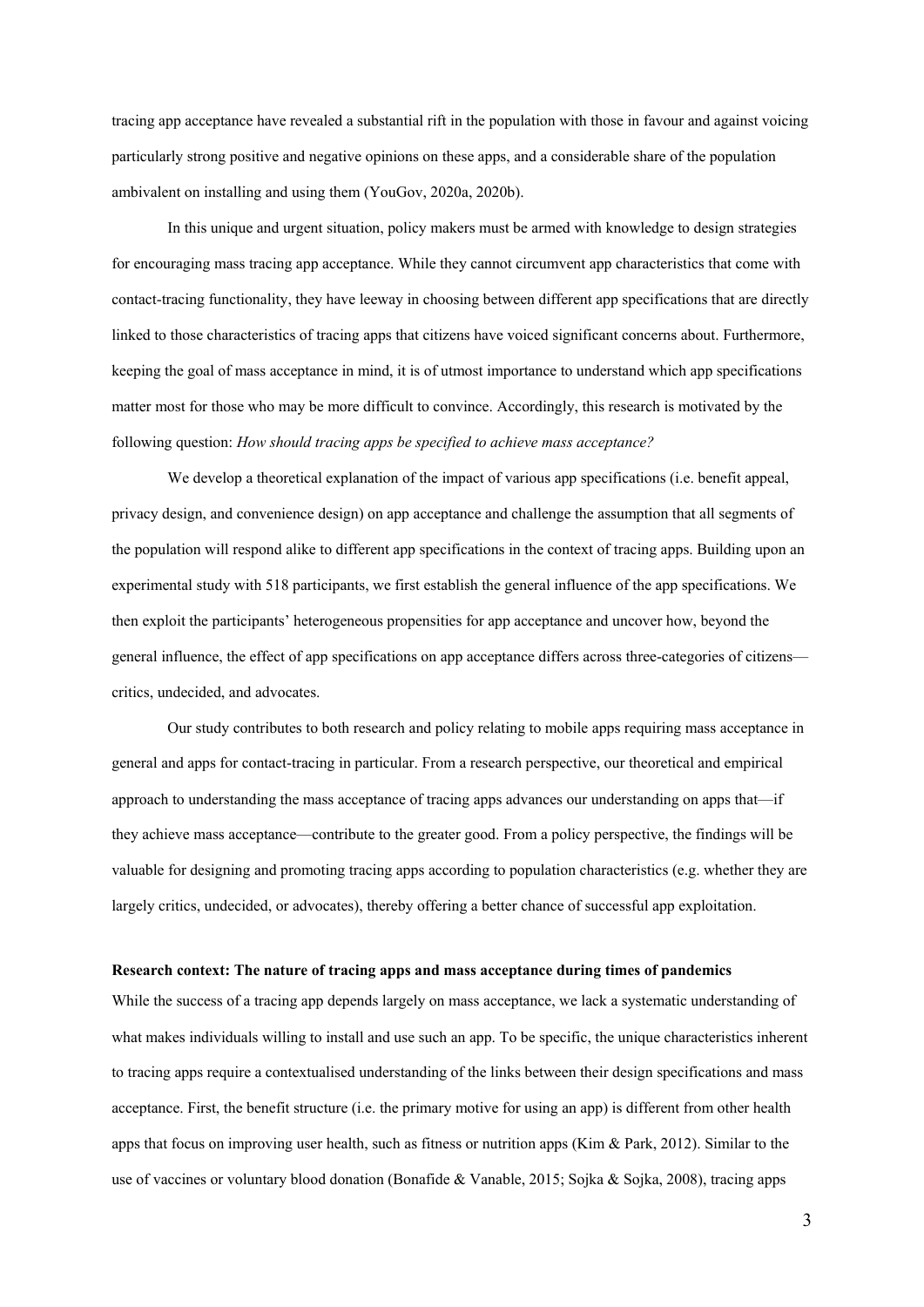tracing app acceptance have revealed a substantial rift in the population with those in favour and against voicing particularly strong positive and negative opinions on these apps, and a considerable share of the population ambivalent on installing and using them (YouGov, 2020a, 2020b).

In this unique and urgent situation, policy makers must be armed with knowledge to design strategies for encouraging mass tracing app acceptance. While they cannot circumvent app characteristics that come with contact-tracing functionality, they have leeway in choosing between different app specifications that are directly linked to those characteristics of tracing apps that citizens have voiced significant concerns about. Furthermore, keeping the goal of mass acceptance in mind, it is of utmost importance to understand which app specifications matter most for those who may be more difficult to convince. Accordingly, this research is motivated by the following question: *How should tracing apps be specified to achieve mass acceptance?*

We develop a theoretical explanation of the impact of various app specifications (i.e. benefit appeal, privacy design, and convenience design) on app acceptance and challenge the assumption that all segments of the population will respond alike to different app specifications in the context of tracing apps. Building upon an experimental study with 518 participants, we first establish the general influence of the app specifications. We then exploit the participants' heterogeneous propensities for app acceptance and uncover how, beyond the general influence, the effect of app specifications on app acceptance differs across three-categories of citizens—critics, undecided, and advocates.

Our study contributes to both research and policy relating to mobile apps requiring mass acceptance in general and apps for contact-tracing in particular. From a research perspective, our theoretical and empirical approach to understanding the mass acceptance of tracing apps advances our understanding on apps that—if they achieve mass acceptance—contribute to the greater good. From a policy perspective, the findings will be valuable for designing and promoting tracing apps according to population characteristics (e.g. whether they are largely critics, undecided, or advocates), thereby offering a better chance of successful app exploitation.

**Research context: The nature of tracing apps and mass acceptance during times of pandemics**

While the success of a tracing app depends largely on mass acceptance, we lack a systematic understanding of what makes individuals willing to install and use such an app. To be specific, the unique characteristics inherent to tracing apps require a contextualised understanding of the links between their design specifications and mass acceptance. First, the benefit structure (i.e. the primary motive for using an app) is different from other health apps that focus on improving user health, such as fitness or nutrition apps (Kim & Park, 2012). Similar to the use of vaccines or voluntary blood donation (Bonafide & Vanable, 2015; Sojka & Sojka, 2008), tracing apps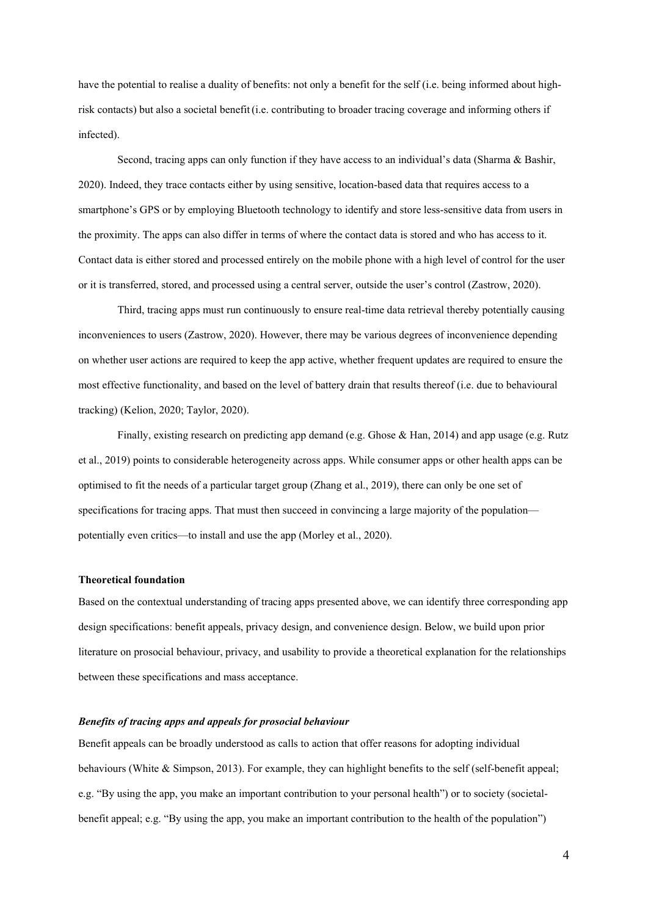have the potential to realise a duality of benefits: not only a benefit for the self (i.e. being informed about high-risk contacts) but also a societal benefit (i.e. contributing to broader tracing coverage and informing others if infected).

Second, tracing apps can only function if they have access to an individual's data (Sharma & Bashir, 2020). Indeed, they trace contacts either by using sensitive, location-based data that requires access to a smartphone's GPS or by employing Bluetooth technology to identify and store less-sensitive data from users in the proximity. The apps can also differ in terms of where the contact data is stored and who has access to it. Contact data is either stored and processed entirely on the mobile phone with a high level of control for the user or it is transferred, stored, and processed using a central server, outside the user's control (Zastrow, 2020).

Third, tracing apps must run continuously to ensure real-time data retrieval thereby potentially causing inconveniences to users (Zastrow, 2020). However, there may be various degrees of inconvenience depending on whether user actions are required to keep the app active, whether frequent updates are required to ensure the most effective functionality, and based on the level of battery drain that results thereof (i.e. due to behavioural tracking) (Kelion, 2020; Taylor, 2020).

Finally, existing research on predicting app demand (e.g. Ghose & Han, 2014) and app usage (e.g. Rutz et al., 2019) points to considerable heterogeneity across apps. While consumer apps or other health apps can be optimised to fit the needs of a particular target group (Zhang et al., 2019), there can only be one set of specifications for tracing apps. That must then succeed in convincing a large majority of the population—potentially even critics—to install and use the app (Morley et al., 2020).

## Theoretical foundation

Based on the contextual understanding of tracing apps presented above, we can identify three corresponding app design specifications: benefit appeals, privacy design, and convenience design. Below, we build upon prior literature on prosocial behaviour, privacy, and usability to provide a theoretical explanation for the relationships between these specifications and mass acceptance.

### *Benefits of tracing apps and appeals for prosocial behaviour*

Benefit appeals can be broadly understood as calls to action that offer reasons for adopting individual behaviours (White & Simpson, 2013). For example, they can highlight benefits to the self (self-benefit appeal; e.g. "By using the app, you make an important contribution to your personal health") or to society (societal-benefit appeal; e.g. "By using the app, you make an important contribution to the health of the population")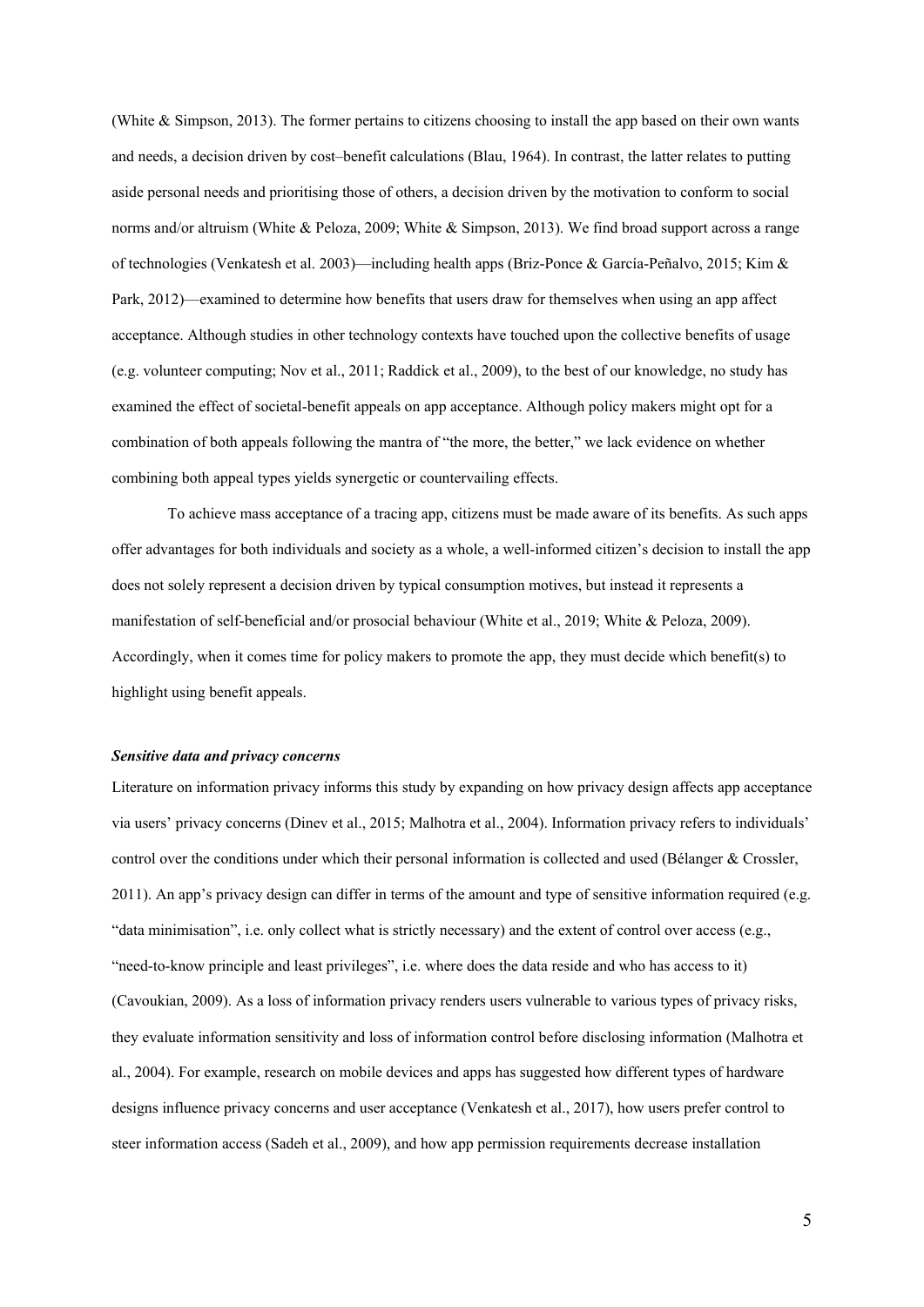(White & Simpson, 2013). The former pertains to citizens choosing to install the app based on their own wants and needs, a decision driven by cost–benefit calculations (Blau, 1964). In contrast, the latter relates to putting aside personal needs and prioritising those of others, a decision driven by the motivation to conform to social norms and/or altruism (White & Peloza, 2009; White & Simpson, 2013). We find broad support across a range of technologies (Venkatesh et al. 2003)—including health apps (Briz-Ponce & García-Peñalvo, 2015; Kim & Park, 2012)—examined to determine how benefits that users draw for themselves when using an app affect acceptance. Although studies in other technology contexts have touched upon the collective benefits of usage (e.g. volunteer computing; Nov et al., 2011; Raddick et al., 2009), to the best of our knowledge, no study has examined the effect of societal-benefit appeals on app acceptance. Although policy makers might opt for a combination of both appeals following the mantra of "the more, the better," we lack evidence on whether combining both appeal types yields synergetic or countervailing effects.

To achieve mass acceptance of a tracing app, citizens must be made aware of its benefits. As such apps offer advantages for both individuals and society as a whole, a well-informed citizen's decision to install the app does not solely represent a decision driven by typical consumption motives, but instead it represents a manifestation of self-beneficial and/or prosocial behaviour (White et al., 2019; White & Peloza, 2009). Accordingly, when it comes time for policy makers to promote the app, they must decide which benefit(s) to highlight using benefit appeals.

***Sensitive data and privacy concerns***

Literature on information privacy informs this study by expanding on how privacy design affects app acceptance via users' privacy concerns (Dinev et al., 2015; Malhotra et al., 2004). Information privacy refers to individuals' control over the conditions under which their personal information is collected and used (Bélanger & Crossler, 2011). An app's privacy design can differ in terms of the amount and type of sensitive information required (e.g. "data minimisation", i.e. only collect what is strictly necessary) and the extent of control over access (e.g., "need-to-know principle and least privileges", i.e. where does the data reside and who has access to it) (Cavoukian, 2009). As a loss of information privacy renders users vulnerable to various types of privacy risks, they evaluate information sensitivity and loss of information control before disclosing information (Malhotra et al., 2004). For example, research on mobile devices and apps has suggested how different types of hardware designs influence privacy concerns and user acceptance (Venkatesh et al., 2017), how users prefer control to steer information access (Sadeh et al., 2009), and how app permission requirements decrease installation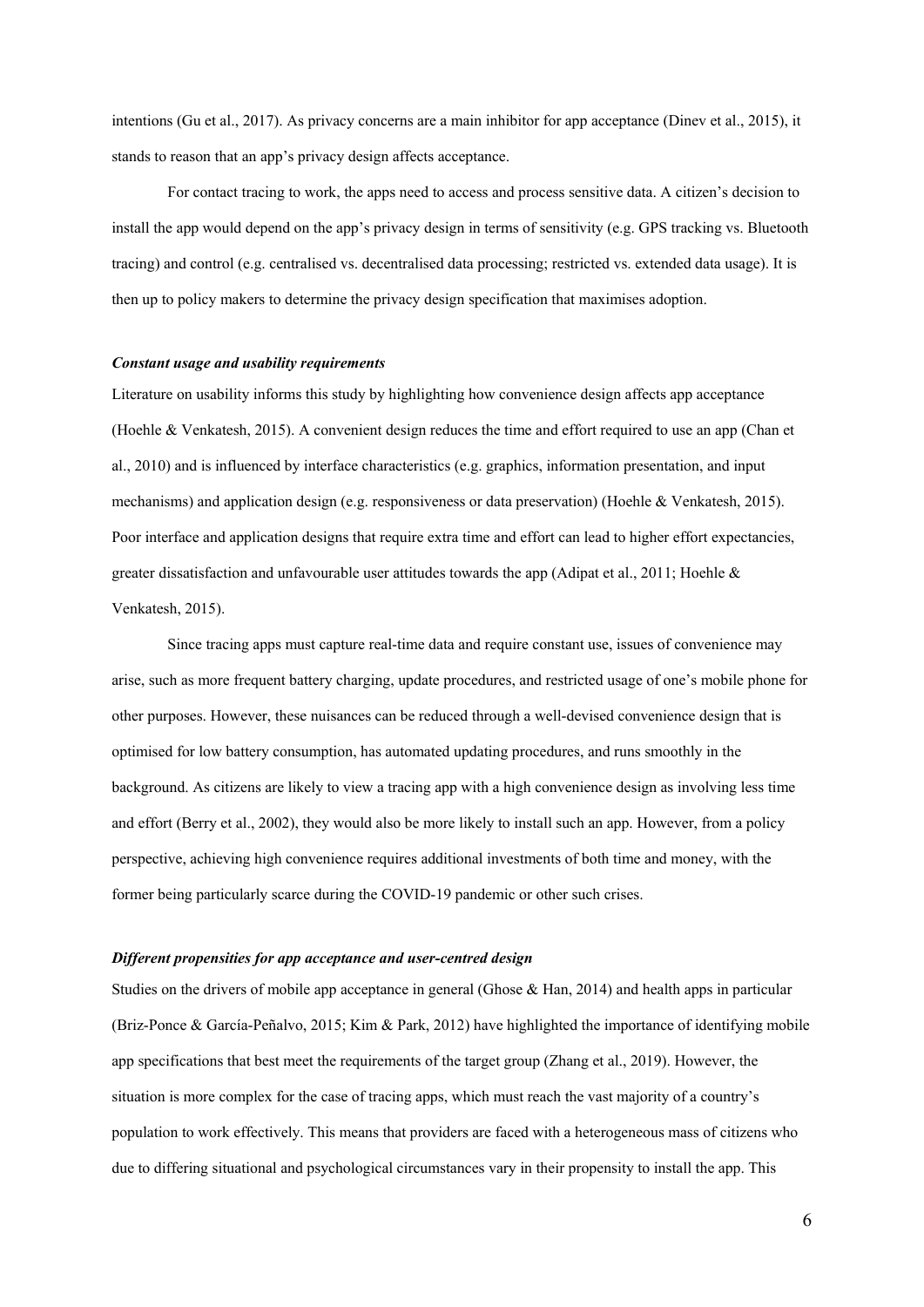intentions (Gu et al., 2017). As privacy concerns are a main inhibitor for app acceptance (Dinev et al., 2015), it stands to reason that an app's privacy design affects acceptance.

For contact tracing to work, the apps need to access and process sensitive data. A citizen's decision to install the app would depend on the app's privacy design in terms of sensitivity (e.g. GPS tracking vs. Bluetooth tracing) and control (e.g. centralised vs. decentralised data processing; restricted vs. extended data usage). It is then up to policy makers to determine the privacy design specification that maximises adoption.

***Constant usage and usability requirements***

Literature on usability informs this study by highlighting how convenience design affects app acceptance (Hoehle & Venkatesh, 2015). A convenient design reduces the time and effort required to use an app (Chan et al., 2010) and is influenced by interface characteristics (e.g. graphics, information presentation, and input mechanisms) and application design (e.g. responsiveness or data preservation) (Hoehle & Venkatesh, 2015). Poor interface and application designs that require extra time and effort can lead to higher effort expectancies, greater dissatisfaction and unfavourable user attitudes towards the app (Adipat et al., 2011; Hoehle & Venkatesh, 2015).

Since tracing apps must capture real-time data and require constant use, issues of convenience may arise, such as more frequent battery charging, update procedures, and restricted usage of one's mobile phone for other purposes. However, these nuisances can be reduced through a well-devised convenience design that is optimised for low battery consumption, has automated updating procedures, and runs smoothly in the background. As citizens are likely to view a tracing app with a high convenience design as involving less time and effort (Berry et al., 2002), they would also be more likely to install such an app. However, from a policy perspective, achieving high convenience requires additional investments of both time and money, with the former being particularly scarce during the COVID-19 pandemic or other such crises.

***Different propensities for app acceptance and user-centred design***

Studies on the drivers of mobile app acceptance in general (Ghose & Han, 2014) and health apps in particular (Briz-Ponce & García-Peñalvo, 2015; Kim & Park, 2012) have highlighted the importance of identifying mobile app specifications that best meet the requirements of the target group (Zhang et al., 2019). However, the situation is more complex for the case of tracing apps, which must reach the vast majority of a country's population to work effectively. This means that providers are faced with a heterogeneous mass of citizens who due to differing situational and psychological circumstances vary in their propensity to install the app. This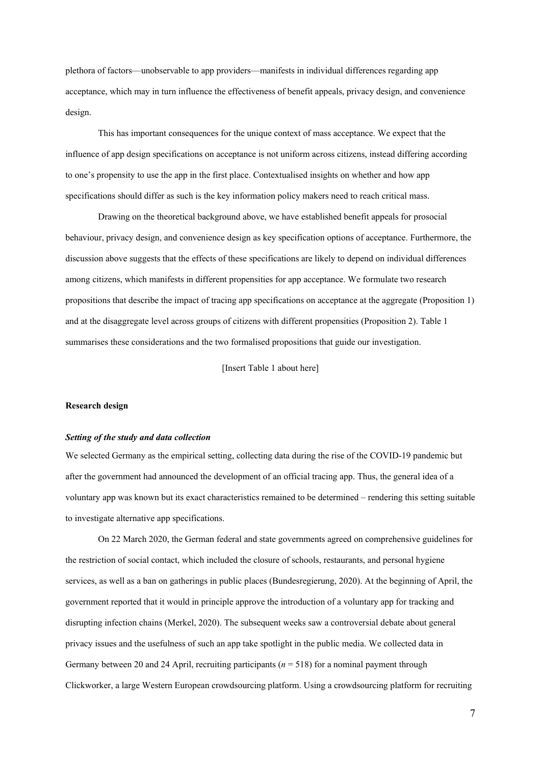plethora of factors—unobservable to app providers—manifests in individual differences regarding app acceptance, which may in turn influence the effectiveness of benefit appeals, privacy design, and convenience design.

This has important consequences for the unique context of mass acceptance. We expect that the influence of app design specifications on acceptance is not uniform across citizens, instead differing according to one's propensity to use the app in the first place. Contextualised insights on whether and how app specifications should differ as such is the key information policy makers need to reach critical mass.

Drawing on the theoretical background above, we have established benefit appeals for prosocial behaviour, privacy design, and convenience design as key specification options of acceptance. Furthermore, the discussion above suggests that the effects of these specifications are likely to depend on individual differences among citizens, which manifests in different propensities for app acceptance. We formulate two research propositions that describe the impact of tracing app specifications on acceptance at the aggregate (Proposition 1) and at the disaggregate level across groups of citizens with different propensities (Proposition 2). Table 1 summarises these considerations and the two formalised propositions that guide our investigation.

[Insert Table 1 about here]

## Research design

### *Setting of the study and data collection*

We selected Germany as the empirical setting, collecting data during the rise of the COVID-19 pandemic but after the government had announced the development of an official tracing app. Thus, the general idea of a voluntary app was known but its exact characteristics remained to be determined – rendering this setting suitable to investigate alternative app specifications.

On 22 March 2020, the German federal and state governments agreed on comprehensive guidelines for the restriction of social contact, which included the closure of schools, restaurants, and personal hygiene services, as well as a ban on gatherings in public places (Bundesregierung, 2020). At the beginning of April, the government reported that it would in principle approve the introduction of a voluntary app for tracking and disrupting infection chains (Merkel, 2020). The subsequent weeks saw a controversial debate about general privacy issues and the usefulness of such an app take spotlight in the public media. We collected data in Germany between 20 and 24 April, recruiting participants ($n = 518$) for a nominal payment through Clickworker, a large Western European crowdsourcing platform. Using a crowdsourcing platform for recruiting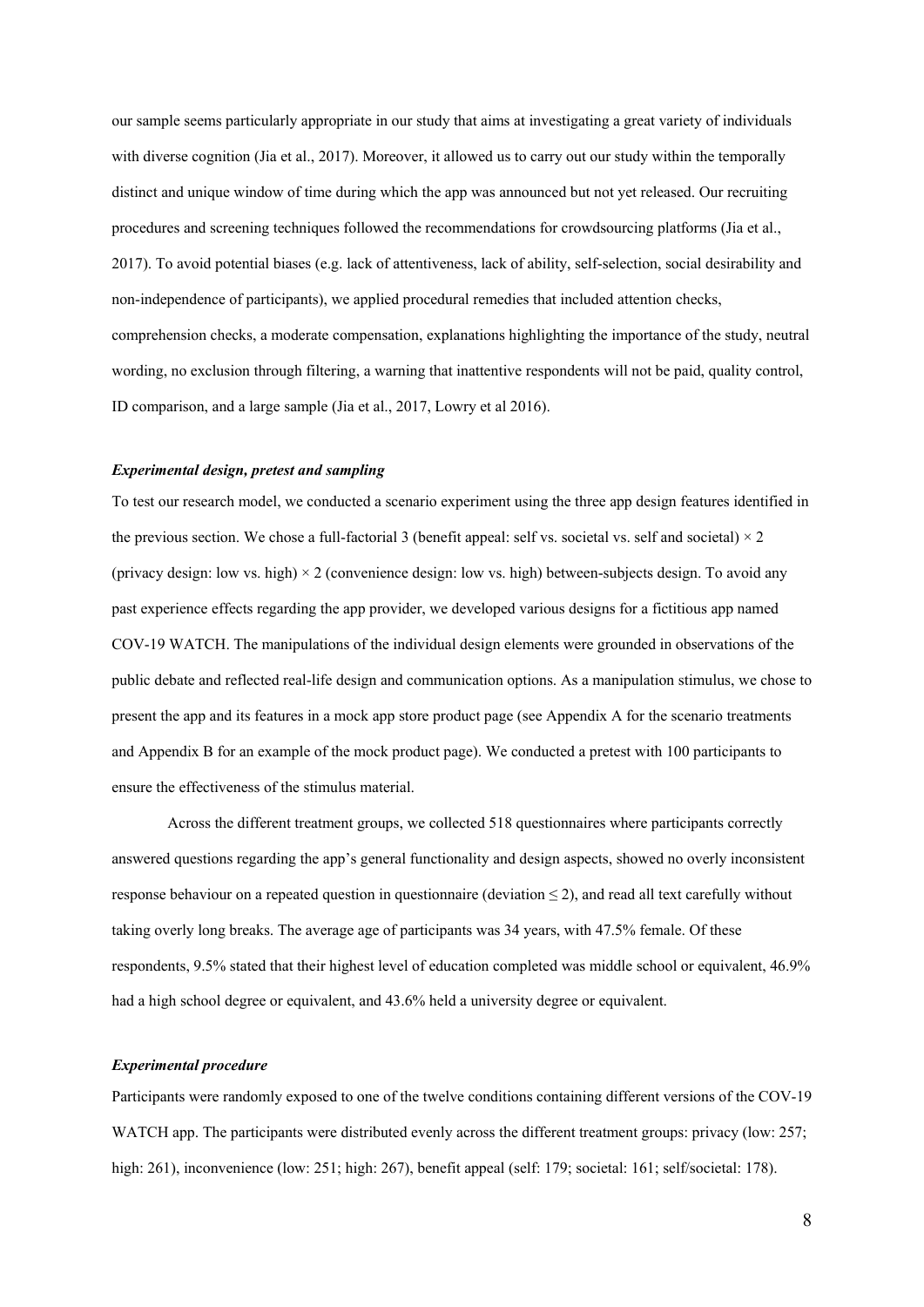our sample seems particularly appropriate in our study that aims at investigating a great variety of individuals with diverse cognition (Jia et al., 2017). Moreover, it allowed us to carry out our study within the temporally distinct and unique window of time during which the app was announced but not yet released. Our recruiting procedures and screening techniques followed the recommendations for crowdsourcing platforms (Jia et al., 2017). To avoid potential biases (e.g. lack of attentiveness, lack of ability, self-selection, social desirability and non-independence of participants), we applied procedural remedies that included attention checks, comprehension checks, a moderate compensation, explanations highlighting the importance of the study, neutral wording, no exclusion through filtering, a warning that inattentive respondents will not be paid, quality control, ID comparison, and a large sample (Jia et al., 2017, Lowry et al 2016).

### *Experimental design, pretest and sampling*

To test our research model, we conducted a scenario experiment using the three app design features identified in the previous section. We chose a full-factorial 3 (benefit appeal: self vs. societal vs. self and societal) × 2 (privacy design: low vs. high) × 2 (convenience design: low vs. high) between-subjects design. To avoid any past experience effects regarding the app provider, we developed various designs for a fictitious app named COV-19 WATCH. The manipulations of the individual design elements were grounded in observations of the public debate and reflected real-life design and communication options. As a manipulation stimulus, we chose to present the app and its features in a mock app store product page (see Appendix A for the scenario treatments and Appendix B for an example of the mock product page). We conducted a pretest with 100 participants to ensure the effectiveness of the stimulus material.

Across the different treatment groups, we collected 518 questionnaires where participants correctly answered questions regarding the app's general functionality and design aspects, showed no overly inconsistent response behaviour on a repeated question in questionnaire (deviation $\leq 2$), and read all text carefully without taking overly long breaks. The average age of participants was 34 years, with 47.5% female. Of these respondents, 9.5% stated that their highest level of education completed was middle school or equivalent, 46.9% had a high school degree or equivalent, and 43.6% held a university degree or equivalent.

### *Experimental procedure*

Participants were randomly exposed to one of the twelve conditions containing different versions of the COV-19 WATCH app. The participants were distributed evenly across the different treatment groups: privacy (low: 257; high: 261), inconvenience (low: 251; high: 267), benefit appeal (self: 179; societal: 161; self/societal: 178).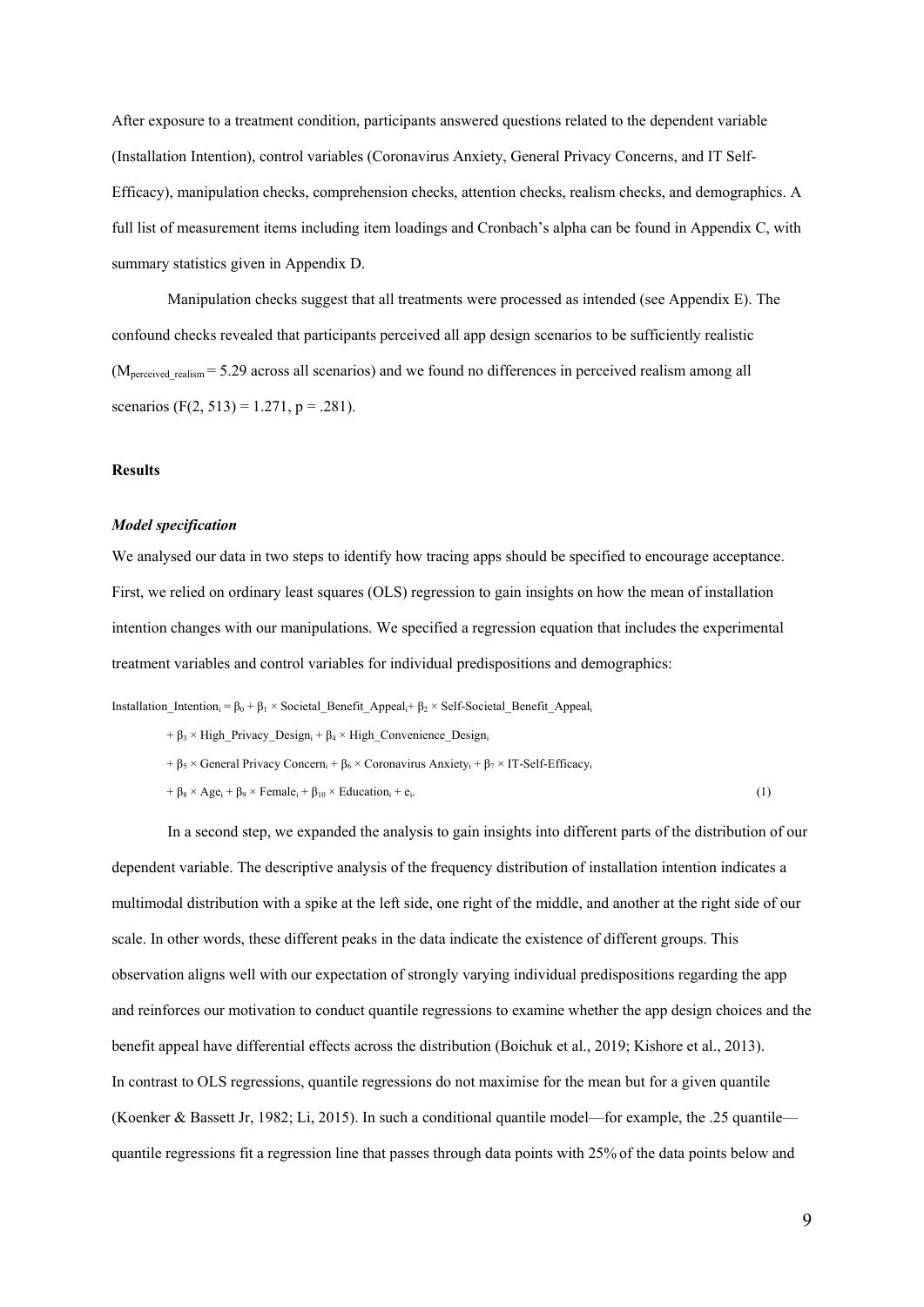After exposure to a treatment condition, participants answered questions related to the dependent variable (Installation Intention), control variables (Coronavirus Anxiety, General Privacy Concerns, and IT Self-Efficacy), manipulation checks, comprehension checks, attention checks, realism checks, and demographics. A full list of measurement items including item loadings and Cronbach's alpha can be found in Appendix C, with summary statistics given in Appendix D.

Manipulation checks suggest that all treatments were processed as intended (see Appendix E). The confound checks revealed that participants perceived all app design scenarios to be sufficiently realistic ($M_{perceived\_realism} = 5.29$ across all scenarios) and we found no differences in perceived realism among all scenarios ($F(2, 513) = 1.271$, $p = .281$).

## Results

### *Model specification*

We analysed our data in two steps to identify how tracing apps should be specified to encourage acceptance. First, we relied on ordinary least squares (OLS) regression to gain insights on how the mean of installation intention changes with our manipulations. We specified a regression equation that includes the experimental treatment variables and control variables for individual predispositions and demographics:

$$
\begin{aligned}
\text{Installation\_Intention}_i = {} & \beta_0 + \beta_1 \times \text{Societal\_Benefit\_Appeal}_i + \beta_2 \times \text{Self-Societal\_Benefit\_Appeal}_i \\
& + \beta_3 \times \text{High\_Privacy\_Design}_i + \beta_4 \times \text{High\_Convenience\_Design}_i \\
& + \beta_5 \times \text{General Privacy Concern}_i + \beta_6 \times \text{Coronavirus Anxiety}_i + \beta_7 \times \text{IT-Self-Efficacy}_i \\
& + \beta_8 \times \text{Age}_i + \beta_9 \times \text{Female}_i + \beta_{10} \times \text{Education}_i + e_i. \qquad (1)
\end{aligned}
$$

In a second step, we expanded the analysis to gain insights into different parts of the distribution of our dependent variable. The descriptive analysis of the frequency distribution of installation intention indicates a multimodal distribution with a spike at the left side, one right of the middle, and another at the right side of our scale. In other words, these different peaks in the data indicate the existence of different groups. This observation aligns well with our expectation of strongly varying individual predispositions regarding the app and reinforces our motivation to conduct quantile regressions to examine whether the app design choices and the benefit appeal have differential effects across the distribution (Boichuk et al., 2019; Kishore et al., 2013). In contrast to OLS regressions, quantile regressions do not maximise for the mean but for a given quantile (Koenker & Bassett Jr, 1982; Li, 2015). In such a conditional quantile model—for example, the .25 quantile—quantile regressions fit a regression line that passes through data points with 25% of the data points below and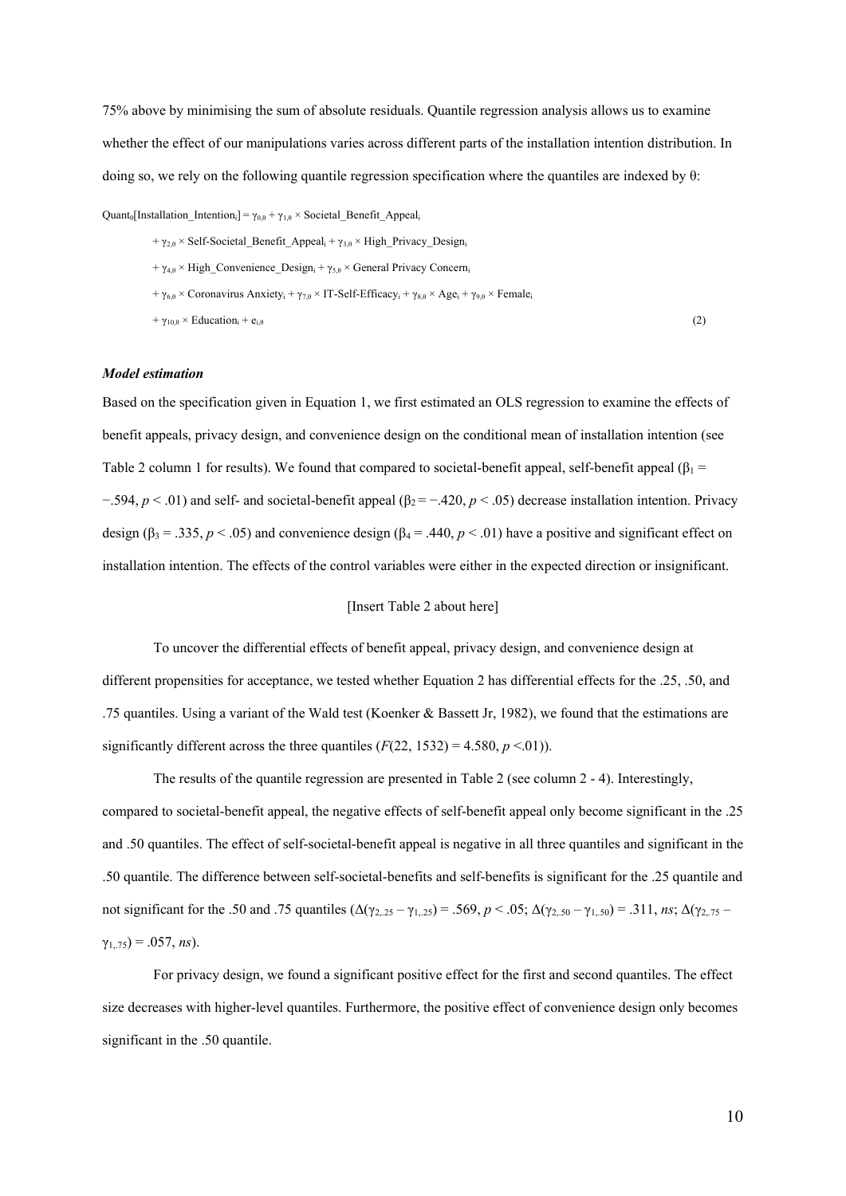75% above by minimising the sum of absolute residuals. Quantile regression analysis allows us to examine whether the effect of our manipulations varies across different parts of the installation intention distribution. In doing so, we rely on the following quantile regression specification where the quantiles are indexed by θ:

$$
\begin{aligned}
\text{Quant}_{\theta}[\text{Installation\_Intention}_i] = {} & \gamma_{0,\theta} + \gamma_{1,\theta} \times \text{Societal\_Benefit\_Appeal}_i \\
& + \gamma_{2,\theta} \times \text{Self-Societal\_Benefit\_Appeal}_i + \gamma_{3,\theta} \times \text{High\_Privacy\_Design}_i \\
& + \gamma_{4,\theta} \times \text{High\_Convenience\_Design}_i + \gamma_{5,\theta} \times \text{General Privacy Concern}_i \\
& + \gamma_{6,\theta} \times \text{Coronavirus Anxiety}_i + \gamma_{7,\theta} \times \text{IT-Self-Efficacy}_i + \gamma_{8,\theta} \times \text{Age}_i + \gamma_{9,\theta} \times \text{Female}_i \\
& + \gamma_{10,\theta} \times \text{Education}_i + e_{i,\theta} \qquad (2)
\end{aligned}
$$

***Model estimation***

Based on the specification given in Equation 1, we first estimated an OLS regression to examine the effects of benefit appeals, privacy design, and convenience design on the conditional mean of installation intention (see Table 2 column 1 for results). We found that compared to societal-benefit appeal, self-benefit appeal ($\beta_1 = -.594$, $p < .01$) and self- and societal-benefit appeal ($\beta_2 = -.420$, $p < .05$) decrease installation intention. Privacy design ($\beta_3 = .335$, $p < .05$) and convenience design ($\beta_4 = .440$, $p < .01$) have a positive and significant effect on installation intention. The effects of the control variables were either in the expected direction or insignificant.

[Insert Table 2 about here]

To uncover the differential effects of benefit appeal, privacy design, and convenience design at different propensities for acceptance, we tested whether Equation 2 has differential effects for the .25, .50, and .75 quantiles. Using a variant of the Wald test (Koenker & Bassett Jr, 1982), we found that the estimations are significantly different across the three quantiles ($F(22, 1532) = 4.580$, $p < .01$)).

The results of the quantile regression are presented in Table 2 (see column 2 - 4). Interestingly, compared to societal-benefit appeal, the negative effects of self-benefit appeal only become significant in the .25 and .50 quantiles. The effect of self-societal-benefit appeal is negative in all three quantiles and significant in the .50 quantile. The difference between self-societal-benefits and self-benefits is significant for the .25 quantile and not significant for the .50 and .75 quantiles ($\Delta(\gamma_{2,.25} - \gamma_{1,.25}) = .569$, $p < .05$; $\Delta(\gamma_{2,.50} - \gamma_{1,.50}) = .311$, *ns*; $\Delta(\gamma_{2,.75} - \gamma_{1,.75}) = .057$, *ns*).

For privacy design, we found a significant positive effect for the first and second quantiles. The effect size decreases with higher-level quantiles. Furthermore, the positive effect of convenience design only becomes significant in the .50 quantile.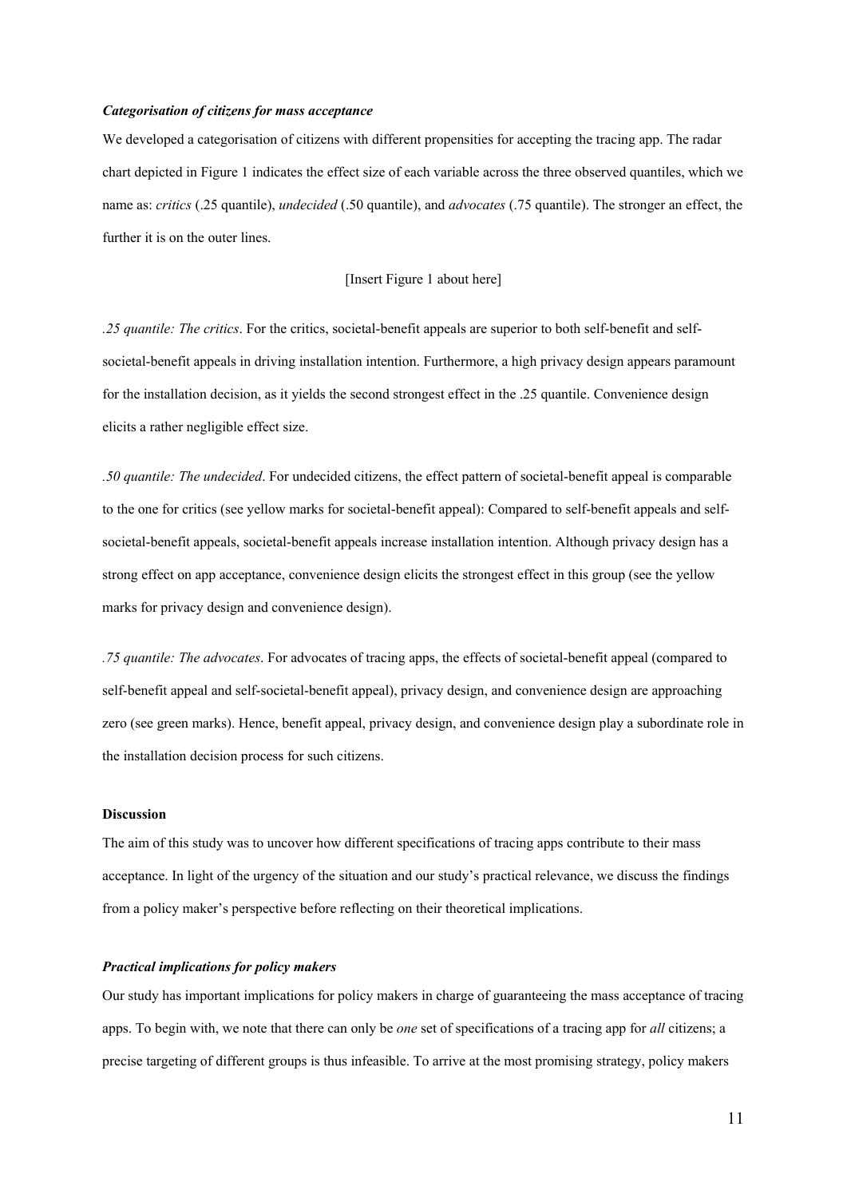### *Categorisation of citizens for mass acceptance*

We developed a categorisation of citizens with different propensities for accepting the tracing app. The radar chart depicted in Figure 1 indicates the effect size of each variable across the three observed quantiles, which we name as: *critics* (.25 quantile), *undecided* (.50 quantile), and *advocates* (.75 quantile). The stronger an effect, the further it is on the outer lines.

[Insert Figure 1 about here]

*.25 quantile: The critics*. For the critics, societal-benefit appeals are superior to both self-benefit and self-societal-benefit appeals in driving installation intention. Furthermore, a high privacy design appears paramount for the installation decision, as it yields the second strongest effect in the .25 quantile. Convenience design elicits a rather negligible effect size.

*.50 quantile: The undecided*. For undecided citizens, the effect pattern of societal-benefit appeal is comparable to the one for critics (see yellow marks for societal-benefit appeal): Compared to self-benefit appeals and self-societal-benefit appeals, societal-benefit appeals increase installation intention. Although privacy design has a strong effect on app acceptance, convenience design elicits the strongest effect in this group (see the yellow marks for privacy design and convenience design).

*.75 quantile: The advocates*. For advocates of tracing apps, the effects of societal-benefit appeal (compared to self-benefit appeal and self-societal-benefit appeal), privacy design, and convenience design are approaching zero (see green marks). Hence, benefit appeal, privacy design, and convenience design play a subordinate role in the installation decision process for such citizens.

## Discussion

The aim of this study was to uncover how different specifications of tracing apps contribute to their mass acceptance. In light of the urgency of the situation and our study's practical relevance, we discuss the findings from a policy maker's perspective before reflecting on their theoretical implications.

### *Practical implications for policy makers*

Our study has important implications for policy makers in charge of guaranteeing the mass acceptance of tracing apps. To begin with, we note that there can only be *one* set of specifications of a tracing app for *all* citizens; a precise targeting of different groups is thus infeasible. To arrive at the most promising strategy, policy makers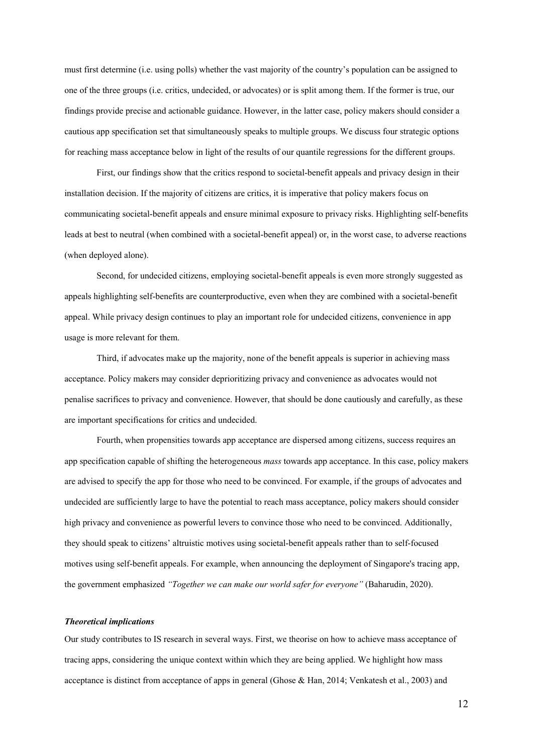must first determine (i.e. using polls) whether the vast majority of the country's population can be assigned to one of the three groups (i.e. critics, undecided, or advocates) or is split among them. If the former is true, our findings provide precise and actionable guidance. However, in the latter case, policy makers should consider a cautious app specification set that simultaneously speaks to multiple groups. We discuss four strategic options for reaching mass acceptance below in light of the results of our quantile regressions for the different groups.

First, our findings show that the critics respond to societal-benefit appeals and privacy design in their installation decision. If the majority of citizens are critics, it is imperative that policy makers focus on communicating societal-benefit appeals and ensure minimal exposure to privacy risks. Highlighting self-benefits leads at best to neutral (when combined with a societal-benefit appeal) or, in the worst case, to adverse reactions (when deployed alone).

Second, for undecided citizens, employing societal-benefit appeals is even more strongly suggested as appeals highlighting self-benefits are counterproductive, even when they are combined with a societal-benefit appeal. While privacy design continues to play an important role for undecided citizens, convenience in app usage is more relevant for them.

Third, if advocates make up the majority, none of the benefit appeals is superior in achieving mass acceptance. Policy makers may consider deprioritizing privacy and convenience as advocates would not penalise sacrifices to privacy and convenience. However, that should be done cautiously and carefully, as these are important specifications for critics and undecided.

Fourth, when propensities towards app acceptance are dispersed among citizens, success requires an app specification capable of shifting the heterogeneous *mass* towards app acceptance. In this case, policy makers are advised to specify the app for those who need to be convinced. For example, if the groups of advocates and undecided are sufficiently large to have the potential to reach mass acceptance, policy makers should consider high privacy and convenience as powerful levers to convince those who need to be convinced. Additionally, they should speak to citizens' altruistic motives using societal-benefit appeals rather than to self-focused motives using self-benefit appeals. For example, when announcing the deployment of Singapore's tracing app, the government emphasized *"Together we can make our world safer for everyone"* (Baharudin, 2020).

### *Theoretical implications*

Our study contributes to IS research in several ways. First, we theorise on how to achieve mass acceptance of tracing apps, considering the unique context within which they are being applied. We highlight how mass acceptance is distinct from acceptance of apps in general (Ghose & Han, 2014; Venkatesh et al., 2003) and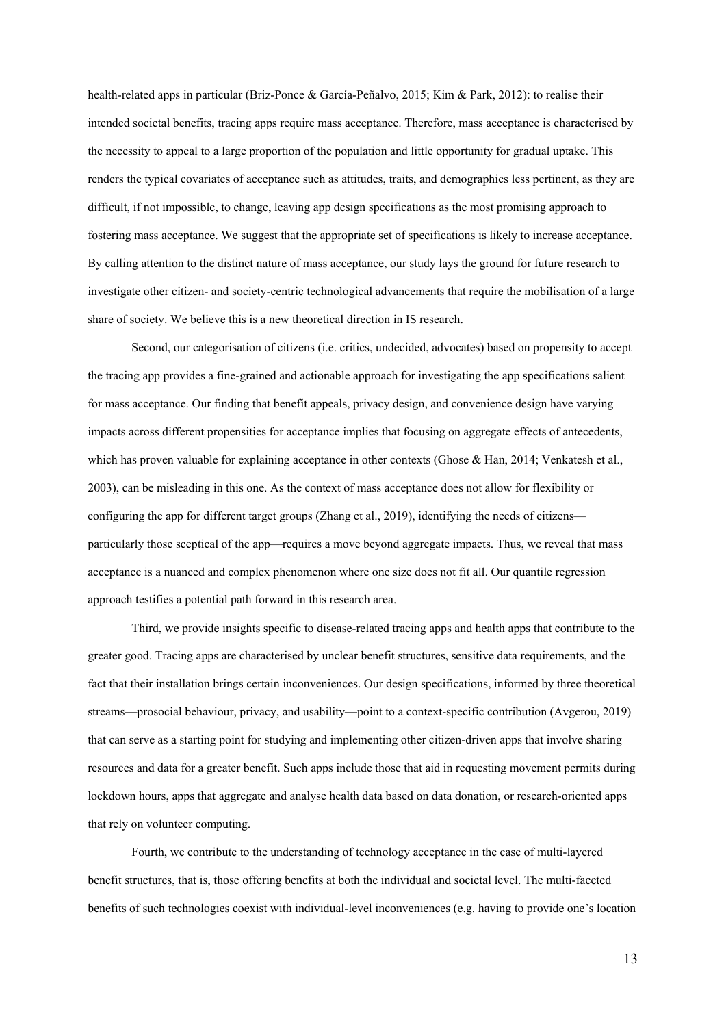health-related apps in particular (Briz-Ponce & García-Peñalvo, 2015; Kim & Park, 2012): to realise their intended societal benefits, tracing apps require mass acceptance. Therefore, mass acceptance is characterised by the necessity to appeal to a large proportion of the population and little opportunity for gradual uptake. This renders the typical covariates of acceptance such as attitudes, traits, and demographics less pertinent, as they are difficult, if not impossible, to change, leaving app design specifications as the most promising approach to fostering mass acceptance. We suggest that the appropriate set of specifications is likely to increase acceptance. By calling attention to the distinct nature of mass acceptance, our study lays the ground for future research to investigate other citizen- and society-centric technological advancements that require the mobilisation of a large share of society. We believe this is a new theoretical direction in IS research.

Second, our categorisation of citizens (i.e. critics, undecided, advocates) based on propensity to accept the tracing app provides a fine-grained and actionable approach for investigating the app specifications salient for mass acceptance. Our finding that benefit appeals, privacy design, and convenience design have varying impacts across different propensities for acceptance implies that focusing on aggregate effects of antecedents, which has proven valuable for explaining acceptance in other contexts (Ghose & Han, 2014; Venkatesh et al., 2003), can be misleading in this one. As the context of mass acceptance does not allow for flexibility or configuring the app for different target groups (Zhang et al., 2019), identifying the needs of citizens—particularly those sceptical of the app—requires a move beyond aggregate impacts. Thus, we reveal that mass acceptance is a nuanced and complex phenomenon where one size does not fit all. Our quantile regression approach testifies a potential path forward in this research area.

Third, we provide insights specific to disease-related tracing apps and health apps that contribute to the greater good. Tracing apps are characterised by unclear benefit structures, sensitive data requirements, and the fact that their installation brings certain inconveniences. Our design specifications, informed by three theoretical streams—prosocial behaviour, privacy, and usability—point to a context-specific contribution (Avgerou, 2019) that can serve as a starting point for studying and implementing other citizen-driven apps that involve sharing resources and data for a greater benefit. Such apps include those that aid in requesting movement permits during lockdown hours, apps that aggregate and analyse health data based on data donation, or research-oriented apps that rely on volunteer computing.

Fourth, we contribute to the understanding of technology acceptance in the case of multi-layered benefit structures, that is, those offering benefits at both the individual and societal level. The multi-faceted benefits of such technologies coexist with individual-level inconveniences (e.g. having to provide one's location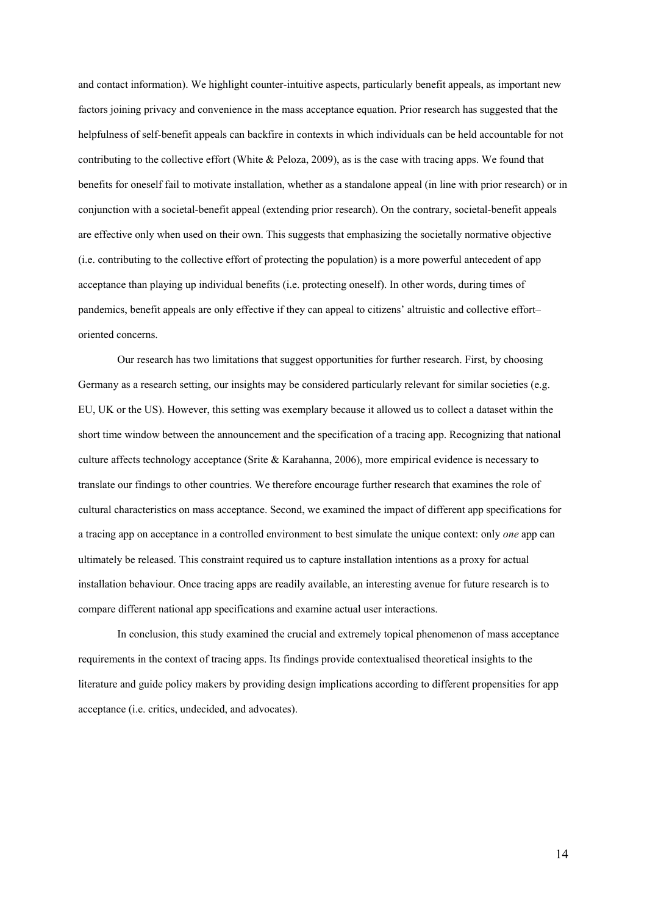and contact information). We highlight counter-intuitive aspects, particularly benefit appeals, as important new factors joining privacy and convenience in the mass acceptance equation. Prior research has suggested that the helpfulness of self-benefit appeals can backfire in contexts in which individuals can be held accountable for not contributing to the collective effort (White & Peloza, 2009), as is the case with tracing apps. We found that benefits for oneself fail to motivate installation, whether as a standalone appeal (in line with prior research) or in conjunction with a societal-benefit appeal (extending prior research). On the contrary, societal-benefit appeals are effective only when used on their own. This suggests that emphasizing the societally normative objective (i.e. contributing to the collective effort of protecting the population) is a more powerful antecedent of app acceptance than playing up individual benefits (i.e. protecting oneself). In other words, during times of pandemics, benefit appeals are only effective if they can appeal to citizens' altruistic and collective effort–oriented concerns.

Our research has two limitations that suggest opportunities for further research. First, by choosing Germany as a research setting, our insights may be considered particularly relevant for similar societies (e.g. EU, UK or the US). However, this setting was exemplary because it allowed us to collect a dataset within the short time window between the announcement and the specification of a tracing app. Recognizing that national culture affects technology acceptance (Srite & Karahanna, 2006), more empirical evidence is necessary to translate our findings to other countries. We therefore encourage further research that examines the role of cultural characteristics on mass acceptance. Second, we examined the impact of different app specifications for a tracing app on acceptance in a controlled environment to best simulate the unique context: only *one* app can ultimately be released. This constraint required us to capture installation intentions as a proxy for actual installation behaviour. Once tracing apps are readily available, an interesting avenue for future research is to compare different national app specifications and examine actual user interactions.

In conclusion, this study examined the crucial and extremely topical phenomenon of mass acceptance requirements in the context of tracing apps. Its findings provide contextualised theoretical insights to the literature and guide policy makers by providing design implications according to different propensities for app acceptance (i.e. critics, undecided, and advocates).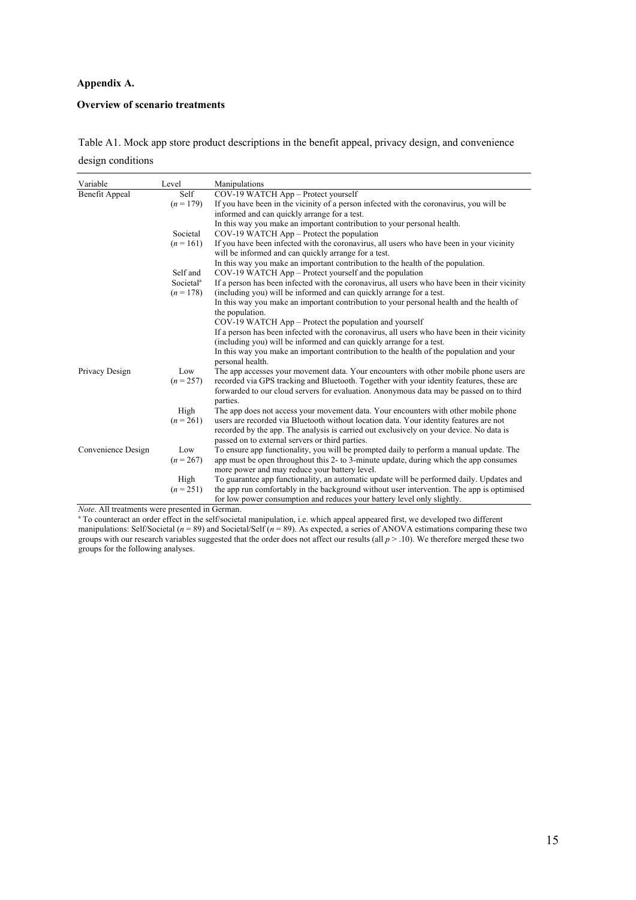**Appendix A.**

**Overview of scenario treatments**

Table A1. Mock app store product descriptions in the benefit appeal, privacy design, and convenience design conditions

| Variable | Level | Manipulations |
|---|---|---|
| Benefit Appeal | Self ($n$ = 179) | COV-19 WATCH App – Protect yourself<br>If you have been in the vicinity of a person infected with the coronavirus, you will be informed and can quickly arrange for a test.<br>In this way you make an important contribution to your personal health. |
| | Societal ($n$ = 161) | COV-19 WATCH App – Protect the population<br>If you have been infected with the coronavirus, all users who have been in your vicinity will be informed and can quickly arrange for a test.<br>In this way you make an important contribution to the health of the population. |
| | Self and Societal[a] ($n$ = 178) | COV-19 WATCH App – Protect yourself and the population<br>If a person has been infected with the coronavirus, all users who have been in their vicinity (including you) will be informed and can quickly arrange for a test.<br>In this way you make an important contribution to your personal health and the health of the population.<br>COV-19 WATCH App – Protect the population and yourself<br>If a person has been infected with the coronavirus, all users who have been in their vicinity (including you) will be informed and can quickly arrange for a test.<br>In this way you make an important contribution to the health of the population and your personal health. |
| Privacy Design | Low ($n$ = 257) | The app accesses your movement data. Your encounters with other mobile phone users are recorded via GPS tracking and Bluetooth. Together with your identity features, these are forwarded to our cloud servers for evaluation. Anonymous data may be passed on to third parties. |
| | High ($n$ = 261) | The app does not access your movement data. Your encounters with other mobile phone users are recorded via Bluetooth without location data. Your identity features are not recorded by the app. The analysis is carried out exclusively on your device. No data is passed on to external servers or third parties. |
| Convenience Design | Low ($n$ = 267) | To ensure app functionality, you will be prompted daily to perform a manual update. The app must be open throughout this 2- to 3-minute update, during which the app consumes more power and may reduce your battery level. |
| | High ($n$ = 251) | To guarantee app functionality, an automatic update will be performed daily. Updates and the app run comfortably in the background without user intervention. The app is optimised for low power consumption and reduces your battery level only slightly. |

*Note*. All treatments were presented in German.

[a] To counteract an order effect in the self/societal manipulation, i.e. which appeal appeared first, we developed two different manipulations: Self/Societal ($n$ = 89) and Societal/Self ($n$ = 89). As expected, a series of ANOVA estimations comparing these two groups with our research variables suggested that the order does not affect our results (all $p > .10$). We therefore merged these two groups for the following analyses.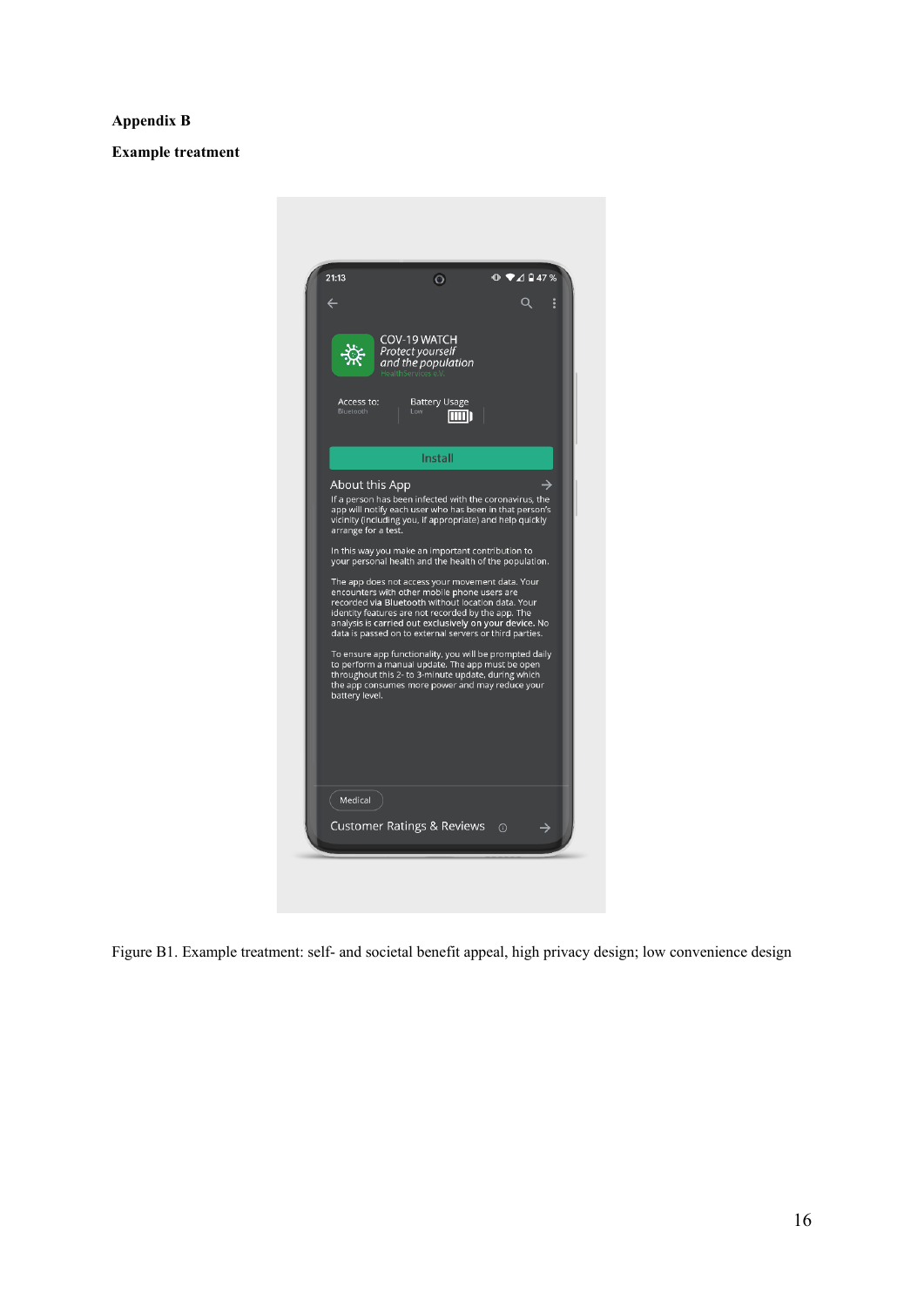**Appendix B**

**Example treatment**

Figure B1. Example treatment: self- and societal benefit appeal, high privacy design; low convenience design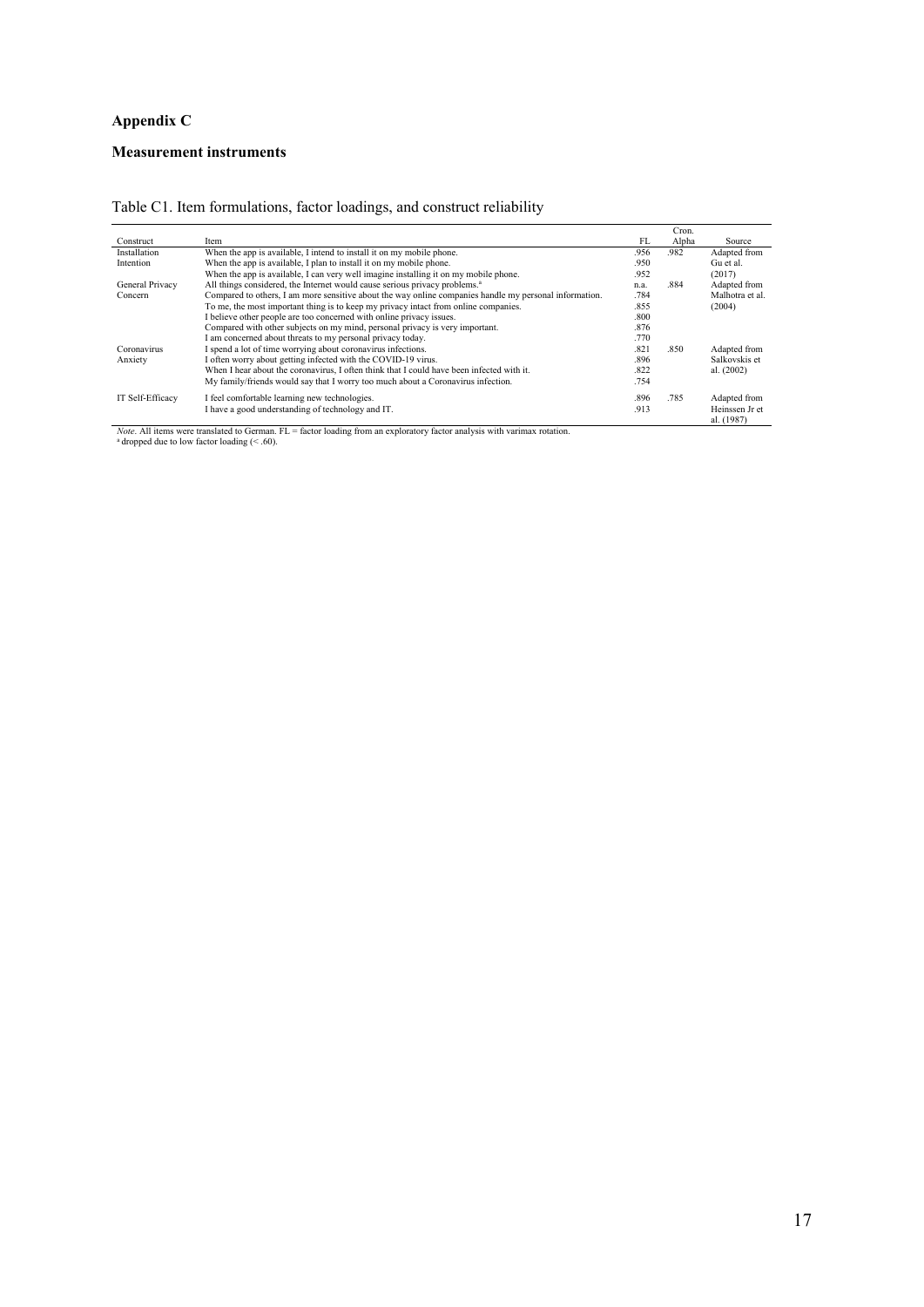## Appendix C

### Measurement instruments

Table C1. Item formulations, factor loadings, and construct reliability

| Construct | Item | FL | Cron. Alpha | Source |
|---|---|---|---|---|
| Installation Intention | When the app is available, I intend to install it on my mobile phone. | .956 | .982 | Adapted from Gu et al. (2017) |
| | When the app is available, I plan to install it on my mobile phone. | .950 | | |
| | When the app is available, I can very well imagine installing it on my mobile phone. | .952 | | |
| General Privacy Concern | All things considered, the Internet would cause serious privacy problems.[a] | n.a. | .884 | Adapted from Malhotra et al. (2004) |
| | Compared to others, I am more sensitive about the way online companies handle my personal information. | .784 | | |
| | To me, the most important thing is to keep my privacy intact from online companies. | .855 | | |
| | I believe other people are too concerned with online privacy issues. | .800 | | |
| | Compared with other subjects on my mind, personal privacy is very important. | .876 | | |
| | I am concerned about threats to my personal privacy today. | .770 | | |
| Coronavirus Anxiety | I spend a lot of time worrying about coronavirus infections. | .821 | .850 | Adapted from Salkovskis et al. (2002) |
| | I often worry about getting infected with the COVID-19 virus. | .896 | | |
| | When I hear about the coronavirus, I often think that I could have been infected with it. | .822 | | |
| | My family/friends would say that I worry too much about a Coronavirus infection. | .754 | | |
| IT Self-Efficacy | I feel comfortable learning new technologies. | .896 | .785 | Adapted from Heinssen Jr et al. (1987) |
| | I have a good understanding of technology and IT. | .913 | | |

*Note*. All items were translated to German. FL = factor loading from an exploratory factor analysis with varimax rotation.
[a] dropped due to low factor loading (< .60).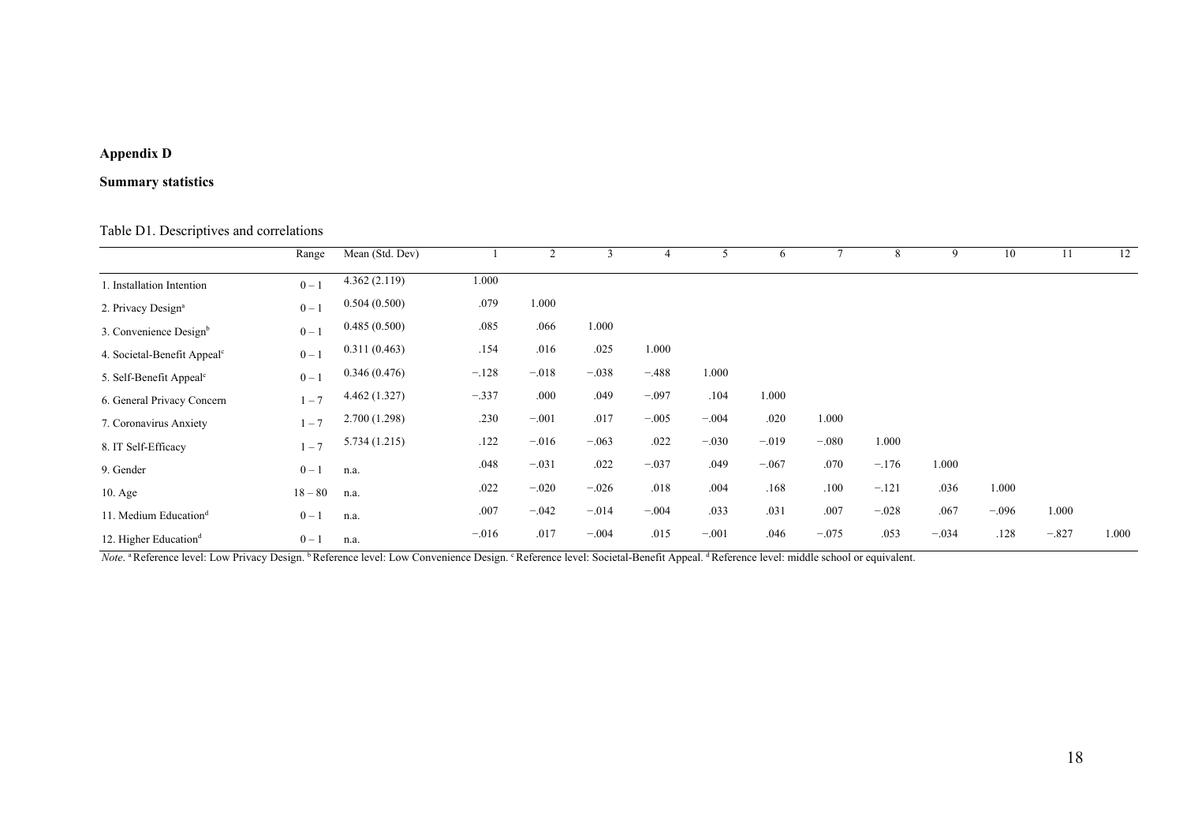## Appendix D

### Summary statistics

Table D1. Descriptives and correlations

| | Range | Mean (Std. Dev) | 1 | 2 | 3 | 4 | 5 | 6 | 7 | 8 | 9 | 10 | 11 | 12 |
|---|---|---|---|---|---|---|---|---|---|---|---|---|---|---|
| 1. Installation Intention | 0 – 1 | 4.362 (2.119) | 1.000 | | | | | | | | | | | |
| 2. Privacy Design[a] | 0 – 1 | 0.504 (0.500) | .079 | 1.000 | | | | | | | | | | |
| 3. Convenience Design[b] | 0 – 1 | 0.485 (0.500) | .085 | .066 | 1.000 | | | | | | | | | |
| 4. Societal-Benefit Appeal[c] | 0 – 1 | 0.311 (0.463) | .154 | .016 | .025 | 1.000 | | | | | | | | |
| 5. Self-Benefit Appeal[c] | 0 – 1 | 0.346 (0.476) | −.128 | −.018 | −.038 | −.488 | 1.000 | | | | | | | |
| 6. General Privacy Concern | 1 – 7 | 4.462 (1.327) | −.337 | .000 | .049 | −.097 | .104 | 1.000 | | | | | | |
| 7. Coronavirus Anxiety | 1 – 7 | 2.700 (1.298) | .230 | −.001 | .017 | −.005 | −.004 | .020 | 1.000 | | | | | |
| 8. IT Self-Efficacy | 1 – 7 | 5.734 (1.215) | .122 | −.016 | −.063 | .022 | −.030 | −.019 | −.080 | 1.000 | | | | |
| 9. Gender | 0 – 1 | n.a. | .048 | −.031 | .022 | −.037 | .049 | −.067 | .070 | −.176 | 1.000 | | | |
| 10. Age | 18 – 80 | n.a. | .022 | −.020 | −.026 | .018 | .004 | .168 | .100 | −.121 | .036 | 1.000 | | |
| 11. Medium Education[d] | 0 – 1 | n.a. | .007 | −.042 | −.014 | −.004 | .033 | .031 | .007 | −.028 | .067 | −.096 | 1.000 | |
| 12. Higher Education[d] | 0 – 1 | n.a. | −.016 | .017 | −.004 | .015 | −.001 | .046 | −.075 | .053 | −.034 | .128 | −.827 | 1.000 |

*Note.* [a] Reference level: Low Privacy Design. [b] Reference level: Low Convenience Design. [c] Reference level: Societal-Benefit Appeal. [d] Reference level: middle school or equivalent.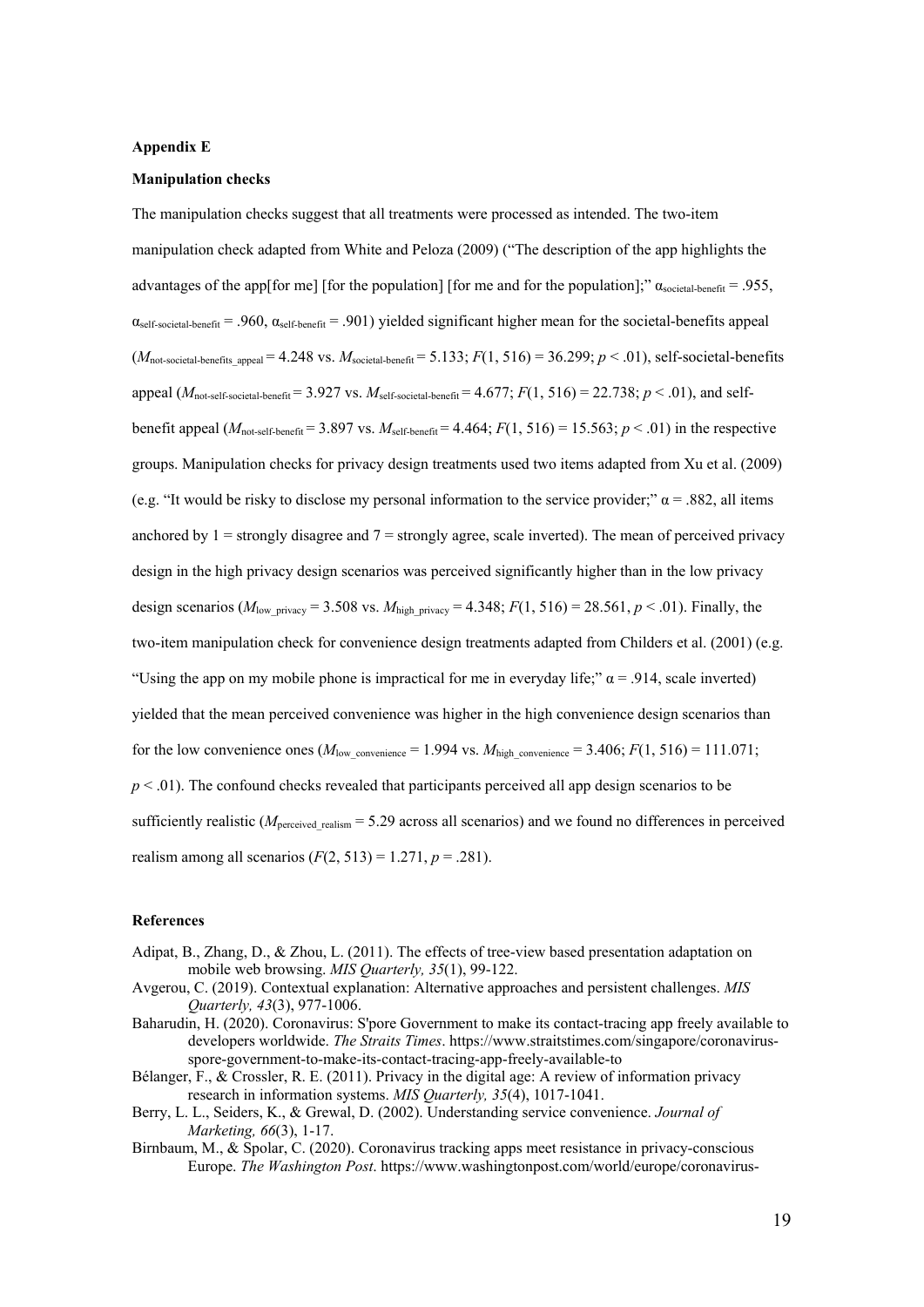**Appendix E**

**Manipulation checks**

The manipulation checks suggest that all treatments were processed as intended. The two-item manipulation check adapted from White and Peloza (2009) ("The description of the app highlights the advantages of the app[for me] [for the population] [for me and for the population];" $\alpha_{\text{societal-benefit}} = .955$, $\alpha_{\text{self-societal-benefit}} = .960$, $\alpha_{\text{self-benefit}} = .901$) yielded significant higher mean for the societal-benefits appeal ($M_{\text{not-societal-benefits\_appeal}} = 4.248$ vs. $M_{\text{societal-benefit}} = 5.133$; $F(1, 516) = 36.299$; $p < .01$), self-societal-benefits appeal ($M_{\text{not-self-societal-benefit}} = 3.927$ vs. $M_{\text{self-societal-benefit}} = 4.677$; $F(1, 516) = 22.738$; $p < .01$), and self-benefit appeal ($M_{\text{not-self-benefit}} = 3.897$ vs. $M_{\text{self-benefit}} = 4.464$; $F(1, 516) = 15.563$; $p < .01$) in the respective groups. Manipulation checks for privacy design treatments used two items adapted from Xu et al. (2009) (e.g. "It would be risky to disclose my personal information to the service provider;" $\alpha = .882$, all items anchored by 1 = strongly disagree and 7 = strongly agree, scale inverted). The mean of perceived privacy design in the high privacy design scenarios was perceived significantly higher than in the low privacy design scenarios ($M_{\text{low\_privacy}} = 3.508$ vs. $M_{\text{high\_privacy}} = 4.348$; $F(1, 516) = 28.561$, $p < .01$). Finally, the two-item manipulation check for convenience design treatments adapted from Childers et al. (2001) (e.g. "Using the app on my mobile phone is impractical for me in everyday life;" $\alpha = .914$, scale inverted) yielded that the mean perceived convenience was higher in the high convenience design scenarios than for the low convenience ones ($M_{\text{low\_convenience}} = 1.994$ vs. $M_{\text{high\_convenience}} = 3.406$; $F(1, 516) = 111.071$; $p < .01$). The confound checks revealed that participants perceived all app design scenarios to be sufficiently realistic ($M_{\text{perceived\_realism}} = 5.29$ across all scenarios) and we found no differences in perceived realism among all scenarios ($F(2, 513) = 1.271$, $p = .281$).

**References**

Adipat, B., Zhang, D., & Zhou, L. (2011). The effects of tree-view based presentation adaptation on mobile web browsing. *MIS Quarterly, 35*(1), 99-122.

Avgerou, C. (2019). Contextual explanation: Alternative approaches and persistent challenges. *MIS Quarterly, 43*(3), 977-1006.

Baharudin, H. (2020). Coronavirus: S'pore Government to make its contact-tracing app freely available to developers worldwide. *The Straits Times*. https://www.straitstimes.com/singapore/coronavirus-spore-government-to-make-its-contact-tracing-app-freely-available-to

Bélanger, F., & Crossler, R. E. (2011). Privacy in the digital age: A review of information privacy research in information systems. *MIS Quarterly, 35*(4), 1017-1041.

Berry, L. L., Seiders, K., & Grewal, D. (2002). Understanding service convenience. *Journal of Marketing, 66*(3), 1-17.

Birnbaum, M., & Spolar, C. (2020). Coronavirus tracking apps meet resistance in privacy-conscious Europe. *The Washington Post*. https://www.washingtonpost.com/world/europe/coronavirus-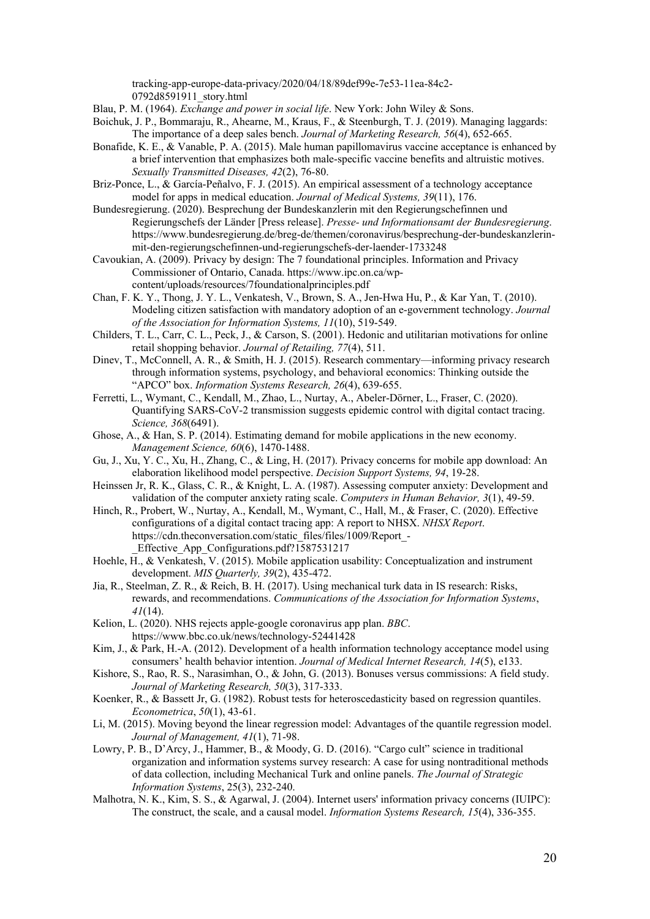tracking-app-europe-data-privacy/2020/04/18/89def99e-7e53-11ea-84c2-0792d8591911_story.html

Blau, P. M. (1964). *Exchange and power in social life*. New York: John Wiley & Sons.

Boichuk, J. P., Bommaraju, R., Ahearne, M., Kraus, F., & Steenburgh, T. J. (2019). Managing laggards: The importance of a deep sales bench. *Journal of Marketing Research, 56*(4), 652-665.

Bonafide, K. E., & Vanable, P. A. (2015). Male human papillomavirus vaccine acceptance is enhanced by a brief intervention that emphasizes both male-specific vaccine benefits and altruistic motives. *Sexually Transmitted Diseases, 42*(2), 76-80.

Briz-Ponce, L., & García-Peñalvo, F. J. (2015). An empirical assessment of a technology acceptance model for apps in medical education. *Journal of Medical Systems, 39*(11), 176.

Bundesregierung. (2020). Besprechung der Bundeskanzlerin mit den Regierungschefinnen und Regierungschefs der Länder [Press release]. *Presse- und Informationsamt der Bundesregierung*. https://www.bundesregierung.de/breg-de/themen/coronavirus/besprechung-der-bundeskanzlerin-mit-den-regierungschefinnen-und-regierungschefs-der-laender-1733248

Cavoukian, A. (2009). Privacy by design: The 7 foundational principles. Information and Privacy Commissioner of Ontario, Canada. https://www.ipc.on.ca/wp-content/uploads/resources/7foundationalprinciples.pdf

Chan, F. K. Y., Thong, J. Y. L., Venkatesh, V., Brown, S. A., Jen-Hwa Hu, P., & Kar Yan, T. (2010). Modeling citizen satisfaction with mandatory adoption of an e-government technology. *Journal of the Association for Information Systems, 11*(10), 519-549.

Childers, T. L., Carr, C. L., Peck, J., & Carson, S. (2001). Hedonic and utilitarian motivations for online retail shopping behavior. *Journal of Retailing, 77*(4), 511.

Dinev, T., McConnell, A. R., & Smith, H. J. (2015). Research commentary—informing privacy research through information systems, psychology, and behavioral economics: Thinking outside the "APCO" box. *Information Systems Research, 26*(4), 639-655.

Ferretti, L., Wymant, C., Kendall, M., Zhao, L., Nurtay, A., Abeler-Dörner, L., Fraser, C. (2020). Quantifying SARS-CoV-2 transmission suggests epidemic control with digital contact tracing. *Science, 368*(6491).

Ghose, A., & Han, S. P. (2014). Estimating demand for mobile applications in the new economy. *Management Science, 60*(6), 1470-1488.

Gu, J., Xu, Y. C., Xu, H., Zhang, C., & Ling, H. (2017). Privacy concerns for mobile app download: An elaboration likelihood model perspective. *Decision Support Systems, 94*, 19-28.

Heinssen Jr, R. K., Glass, C. R., & Knight, L. A. (1987). Assessing computer anxiety: Development and validation of the computer anxiety rating scale. *Computers in Human Behavior, 3*(1), 49-59.

Hinch, R., Probert, W., Nurtay, A., Kendall, M., Wymant, C., Hall, M., & Fraser, C. (2020). Effective configurations of a digital contact tracing app: A report to NHSX. *NHSX Report*. https://cdn.theconversation.com/static_files/files/1009/Report_-_Effective_App_Configurations.pdf?1587531217

Hoehle, H., & Venkatesh, V. (2015). Mobile application usability: Conceptualization and instrument development. *MIS Quarterly, 39*(2), 435-472.

Jia, R., Steelman, Z. R., & Reich, B. H. (2017). Using mechanical turk data in IS research: Risks, rewards, and recommendations. *Communications of the Association for Information Systems*, *41*(14).

Kelion, L. (2020). NHS rejects apple-google coronavirus app plan. *BBC*. https://www.bbc.co.uk/news/technology-52441428

Kim, J., & Park, H.-A. (2012). Development of a health information technology acceptance model using consumers' health behavior intention. *Journal of Medical Internet Research, 14*(5), e133.

Kishore, S., Rao, R. S., Narasimhan, O., & John, G. (2013). Bonuses versus commissions: A field study. *Journal of Marketing Research, 50*(3), 317-333.

Koenker, R., & Bassett Jr, G. (1982). Robust tests for heteroscedasticity based on regression quantiles. *Econometrica*, *50*(1), 43-61.

Li, M. (2015). Moving beyond the linear regression model: Advantages of the quantile regression model. *Journal of Management, 41*(1), 71-98.

Lowry, P. B., D'Arcy, J., Hammer, B., & Moody, G. D. (2016). "Cargo cult" science in traditional organization and information systems survey research: A case for using nontraditional methods of data collection, including Mechanical Turk and online panels. *The Journal of Strategic Information Systems*, 25(3), 232-240.

Malhotra, N. K., Kim, S. S., & Agarwal, J. (2004). Internet users' information privacy concerns (IUIPC): The construct, the scale, and a causal model. *Information Systems Research, 15*(4), 336-355.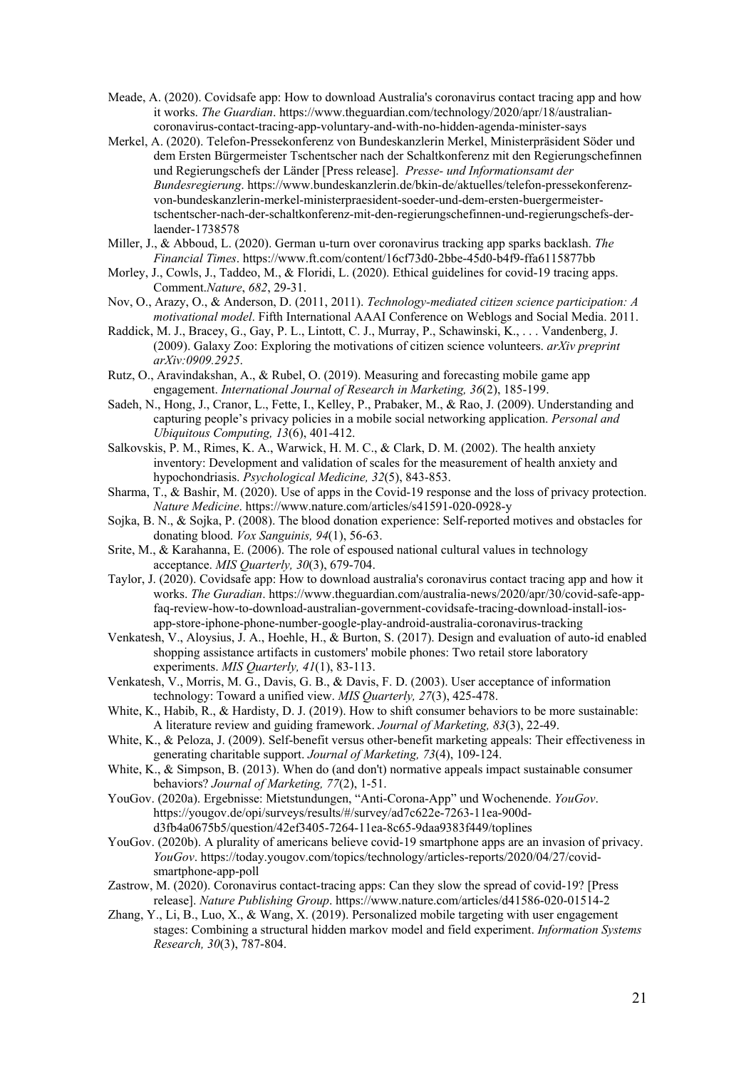Meade, A. (2020). Covidsafe app: How to download Australia's coronavirus contact tracing app and how it works. *The Guardian*. https://www.theguardian.com/technology/2020/apr/18/australian-coronavirus-contact-tracing-app-voluntary-and-with-no-hidden-agenda-minister-says

Merkel, A. (2020). Telefon-Pressekonferenz von Bundeskanzlerin Merkel, Ministerpräsident Söder und dem Ersten Bürgermeister Tschentscher nach der Schaltkonferenz mit den Regierungschefinnen und Regierungschefs der Länder [Press release]. *Presse- und Informationsamt der Bundesregierung*. https://www.bundeskanzlerin.de/bkin-de/aktuelles/telefon-pressekonferenz-von-bundeskanzlerin-merkel-ministerpraesident-soeder-und-dem-ersten-buergermeister-tschentscher-nach-der-schaltkonferenz-mit-den-regierungschefinnen-und-regierungschefs-der-laender-1738578

Miller, J., & Abboud, L. (2020). German u-turn over coronavirus tracking app sparks backlash. *The Financial Times*. https://www.ft.com/content/16cf73d0-2bbe-45d0-b4f9-ffa6115877bb

Morley, J., Cowls, J., Taddeo, M., & Floridi, L. (2020). Ethical guidelines for covid-19 tracing apps. Comment.*Nature*, *682*, 29-31.

Nov, O., Arazy, O., & Anderson, D. (2011, 2011). *Technology-mediated citizen science participation: A motivational model*. Fifth International AAAI Conference on Weblogs and Social Media. 2011.

Raddick, M. J., Bracey, G., Gay, P. L., Lintott, C. J., Murray, P., Schawinski, K., . . . Vandenberg, J. (2009). Galaxy Zoo: Exploring the motivations of citizen science volunteers. *arXiv preprint arXiv:0909.2925*.

Rutz, O., Aravindakshan, A., & Rubel, O. (2019). Measuring and forecasting mobile game app engagement. *International Journal of Research in Marketing, 36*(2), 185-199.

Sadeh, N., Hong, J., Cranor, L., Fette, I., Kelley, P., Prabaker, M., & Rao, J. (2009). Understanding and capturing people's privacy policies in a mobile social networking application. *Personal and Ubiquitous Computing, 13*(6), 401-412.

Salkovskis, P. M., Rimes, K. A., Warwick, H. M. C., & Clark, D. M. (2002). The health anxiety inventory: Development and validation of scales for the measurement of health anxiety and hypochondriasis. *Psychological Medicine, 32*(5), 843-853.

Sharma, T., & Bashir, M. (2020). Use of apps in the Covid-19 response and the loss of privacy protection. *Nature Medicine*. https://www.nature.com/articles/s41591-020-0928-y

Sojka, B. N., & Sojka, P. (2008). The blood donation experience: Self-reported motives and obstacles for donating blood. *Vox Sanguinis, 94*(1), 56-63.

Srite, M., & Karahanna, E. (2006). The role of espoused national cultural values in technology acceptance. *MIS Quarterly, 30*(3), 679-704.

Taylor, J. (2020). Covidsafe app: How to download australia's coronavirus contact tracing app and how it works. *The Guradian*. https://www.theguardian.com/australia-news/2020/apr/30/covid-safe-app-faq-review-how-to-download-australian-government-covidsafe-tracing-download-install-ios-app-store-iphone-phone-number-google-play-android-australia-coronavirus-tracking

Venkatesh, V., Aloysius, J. A., Hoehle, H., & Burton, S. (2017). Design and evaluation of auto-id enabled shopping assistance artifacts in customers' mobile phones: Two retail store laboratory experiments. *MIS Quarterly, 41*(1), 83-113.

Venkatesh, V., Morris, M. G., Davis, G. B., & Davis, F. D. (2003). User acceptance of information technology: Toward a unified view. *MIS Quarterly, 27*(3), 425-478.

White, K., Habib, R., & Hardisty, D. J. (2019). How to shift consumer behaviors to be more sustainable: A literature review and guiding framework. *Journal of Marketing, 83*(3), 22-49.

White, K., & Peloza, J. (2009). Self-benefit versus other-benefit marketing appeals: Their effectiveness in generating charitable support. *Journal of Marketing, 73*(4), 109-124.

White, K., & Simpson, B. (2013). When do (and don't) normative appeals impact sustainable consumer behaviors? *Journal of Marketing, 77*(2), 1-51.

YouGov. (2020a). Ergebnisse: Mietstundungen, "Anti-Corona-App" und Wochenende. *YouGov*. https://yougov.de/opi/surveys/results/#/survey/ad7c622e-7263-11ea-900d-d3fb4a0675b5/question/42ef3405-7264-11ea-8c65-9daa9383f449/toplines

YouGov. (2020b). A plurality of americans believe covid-19 smartphone apps are an invasion of privacy. *YouGov*. https://today.yougov.com/topics/technology/articles-reports/2020/04/27/covid-smartphone-app-poll

Zastrow, M. (2020). Coronavirus contact-tracing apps: Can they slow the spread of covid-19? [Press release]. *Nature Publishing Group*. https://www.nature.com/articles/d41586-020-01514-2

Zhang, Y., Li, B., Luo, X., & Wang, X. (2019). Personalized mobile targeting with user engagement stages: Combining a structural hidden markov model and field experiment. *Information Systems Research, 30*(3), 787-804.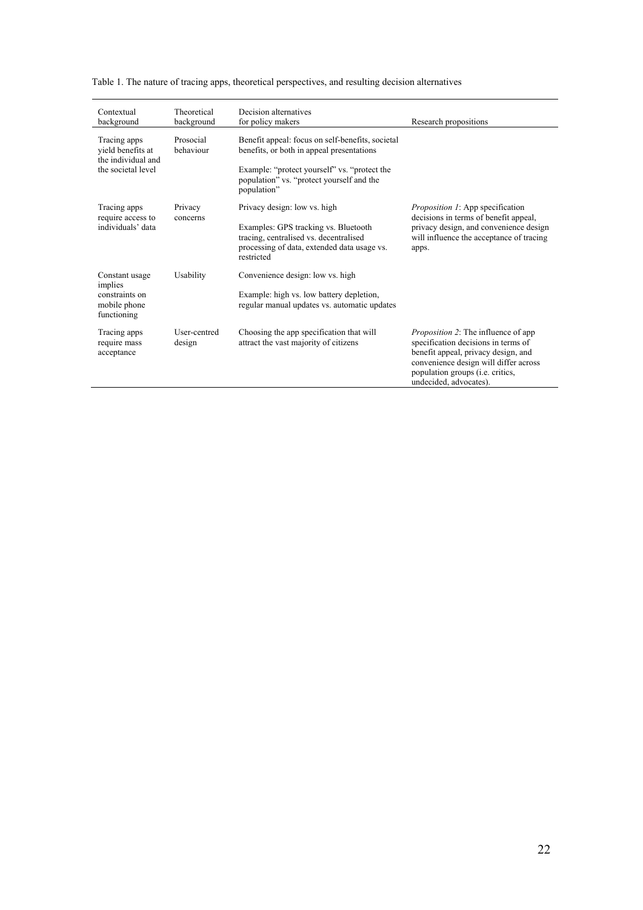Table 1. The nature of tracing apps, theoretical perspectives, and resulting decision alternatives

| Contextual background | Theoretical background | Decision alternatives for policy makers | Research propositions |
|---|---|---|---|
| Tracing apps yield benefits at the individual and the societal level | Prosocial behaviour | Benefit appeal: focus on self-benefits, societal benefits, or both in appeal presentations<br><br>Example: "protect yourself" vs. "protect the population" vs. "protect yourself and the population" | |
| Tracing apps require access to individuals' data | Privacy concerns | Privacy design: low vs. high<br><br>Examples: GPS tracking vs. Bluetooth tracing, centralised vs. decentralised processing of data, extended data usage vs. restricted | *Proposition 1*: App specification decisions in terms of benefit appeal, privacy design, and convenience design will influence the acceptance of tracing apps. |
| Constant usage implies constraints on mobile phone functioning | Usability | Convenience design: low vs. high<br><br>Example: high vs. low battery depletion, regular manual updates vs. automatic updates | |
| Tracing apps require mass acceptance | User-centred design | Choosing the app specification that will attract the vast majority of citizens | *Proposition 2*: The influence of app specification decisions in terms of benefit appeal, privacy design, and convenience design will differ across population groups (i.e. critics, undecided, advocates). |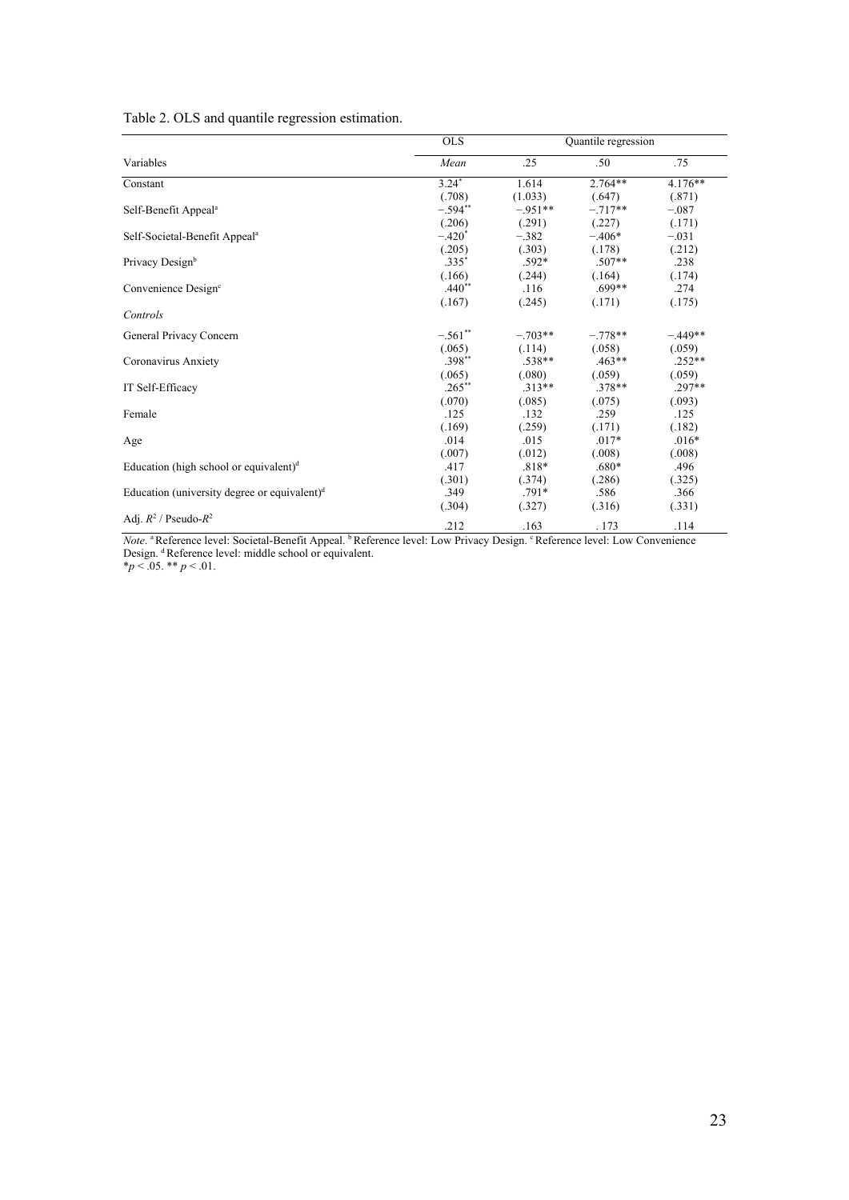Table 2. OLS and quantile regression estimation.

| | OLS | Quantile regression | | |
|---|---|---|---|---|
| Variables | *Mean* | .25 | .50 | .75 |
| Constant | 3.24* | 1.614 | 2.764** | 4.176** |
| | (.708) | (1.033) | (.647) | (.871) |
| Self-Benefit Appeal[a] | −.594** | −.951** | −.717** | −.087 |
| | (.206) | (.291) | (.227) | (.171) |
| Self-Societal-Benefit Appeal[a] | −.420* | −.382 | −.406* | −.031 |
| | (.205) | (.303) | (.178) | (.212) |
| Privacy Design[b] | .335* | .592* | .507** | .238 |
| | (.166) | (.244) | (.164) | (.174) |
| Convenience Design[c] | .440** | .116 | .699** | .274 |
| | (.167) | (.245) | (.171) | (.175) |
| *Controls* | | | | |
| General Privacy Concern | −.561** | −.703** | −.778** | −.449** |
| | (.065) | (.114) | (.058) | (.059) |
| Coronavirus Anxiety | .398** | .538** | .463** | .252** |
| | (.065) | (.080) | (.059) | (.059) |
| IT Self-Efficacy | .265** | .313** | .378** | .297** |
| | (.070) | (.085) | (.075) | (.093) |
| Female | .125 | .132 | .259 | .125 |
| | (.169) | (.259) | (.171) | (.182) |
| Age | .014 | .015 | .017* | .016* |
| | (.007) | (.012) | (.008) | (.008) |
| Education (high school or equivalent)[d] | .417 | .818* | .680* | .496 |
| | (.301) | (.374) | (.286) | (.325) |
| Education (university degree or equivalent)[d] | .349 | .791* | .586 | .366 |
| | (.304) | (.327) | (.316) | (.331) |
| Adj. $R^2$ / Pseudo-$R^2$ | .212 | .163 | .173 | .114 |

*Note*. [a] Reference level: Societal-Benefit Appeal. [b] Reference level: Low Privacy Design. [c] Reference level: Low Convenience Design. [d] Reference level: middle school or equivalent.
$^*p < .05$. $^{**}p < .01$.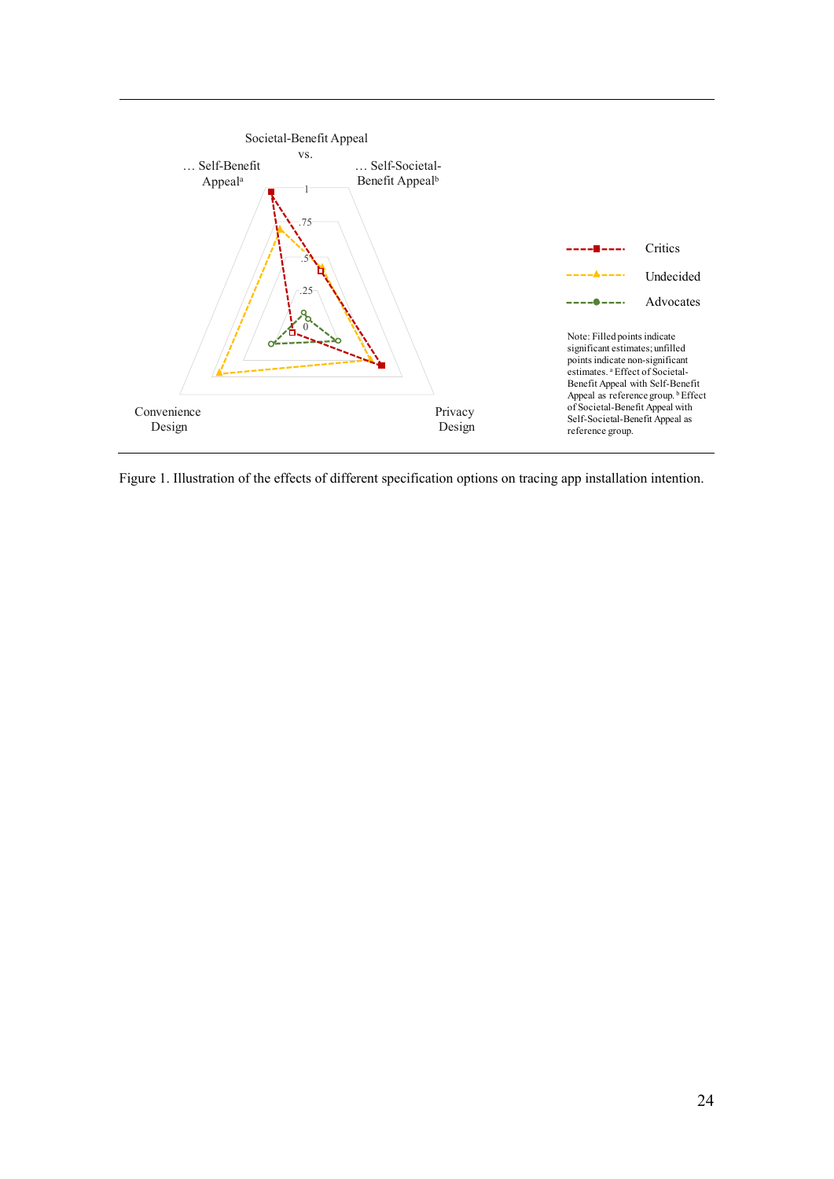Societal-Benefit Appeal
vs.
… Self-Benefit Appeal[a]
… Self-Societal-Benefit Appeal[b]

1
.75
.5
.25
0

Convenience Design
Privacy Design

Critics
Undecided
Advocates

Note: Filled points indicate significant estimates; unfilled points indicate non-significant estimates. [a] Effect of Societal-Benefit Appeal with Self-Benefit Appeal as reference group. [b] Effect of Societal-Benefit Appeal with Self-Societal-Benefit Appeal as reference group.

Figure 1. Illustration of the effects of different specification options on tracing app installation intention.